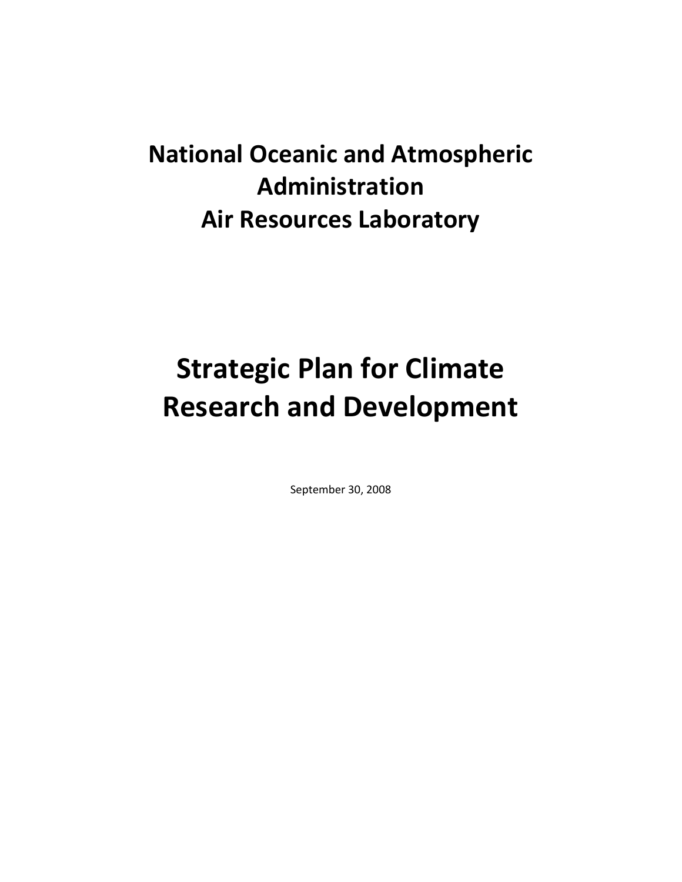# National Oceanic and Atmospheric Administration
# Air Resources Laboratory

# Strategic Plan for Climate Research and Development

September 30, 2008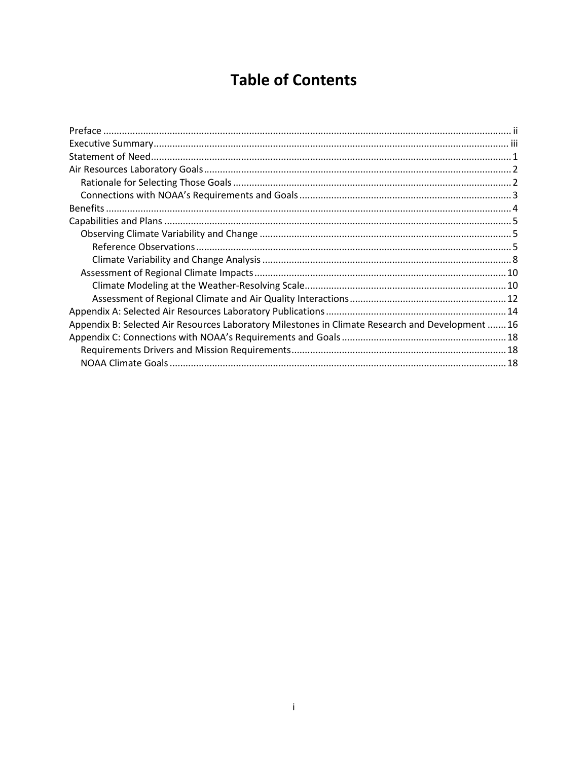# Table of Contents

- Preface ..... ii
- Executive Summary ..... iii
- Statement of Need ..... 1
- Air Resources Laboratory Goals ..... 2
  - Rationale for Selecting Those Goals ..... 2
  - Connections with NOAA's Requirements and Goals ..... 3
- Benefits ..... 4
- Capabilities and Plans ..... 5
  - Observing Climate Variability and Change ..... 5
    - Reference Observations ..... 5
    - Climate Variability and Change Analysis ..... 8
  - Assessment of Regional Climate Impacts ..... 10
    - Climate Modeling at the Weather-Resolving Scale ..... 10
    - Assessment of Regional Climate and Air Quality Interactions ..... 12
- Appendix A: Selected Air Resources Laboratory Publications ..... 14
- Appendix B: Selected Air Resources Laboratory Milestones in Climate Research and Development ..... 16
- Appendix C: Connections with NOAA's Requirements and Goals ..... 18
  - Requirements Drivers and Mission Requirements ..... 18
  - NOAA Climate Goals ..... 18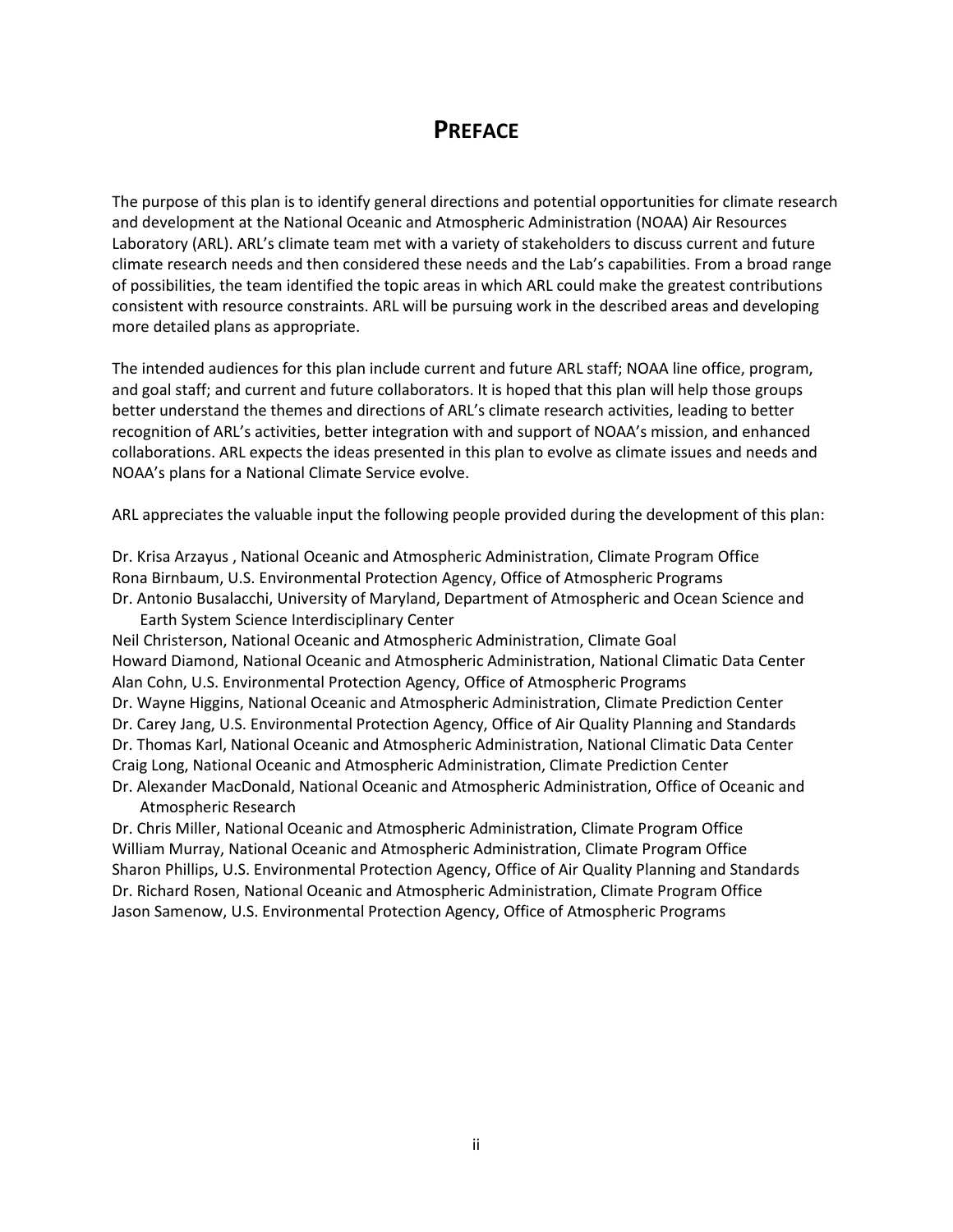# PREFACE

The purpose of this plan is to identify general directions and potential opportunities for climate research and development at the National Oceanic and Atmospheric Administration (NOAA) Air Resources Laboratory (ARL). ARL's climate team met with a variety of stakeholders to discuss current and future climate research needs and then considered these needs and the Lab's capabilities. From a broad range of possibilities, the team identified the topic areas in which ARL could make the greatest contributions consistent with resource constraints. ARL will be pursuing work in the described areas and developing more detailed plans as appropriate.

The intended audiences for this plan include current and future ARL staff; NOAA line office, program, and goal staff; and current and future collaborators. It is hoped that this plan will help those groups better understand the themes and directions of ARL's climate research activities, leading to better recognition of ARL's activities, better integration with and support of NOAA's mission, and enhanced collaborations. ARL expects the ideas presented in this plan to evolve as climate issues and needs and NOAA's plans for a National Climate Service evolve.

ARL appreciates the valuable input the following people provided during the development of this plan:

Dr. Krisa Arzayus , National Oceanic and Atmospheric Administration, Climate Program Office
Rona Birnbaum, U.S. Environmental Protection Agency, Office of Atmospheric Programs
Dr. Antonio Busalacchi, University of Maryland, Department of Atmospheric and Ocean Science and Earth System Science Interdisciplinary Center
Neil Christerson, National Oceanic and Atmospheric Administration, Climate Goal
Howard Diamond, National Oceanic and Atmospheric Administration, National Climatic Data Center
Alan Cohn, U.S. Environmental Protection Agency, Office of Atmospheric Programs
Dr. Wayne Higgins, National Oceanic and Atmospheric Administration, Climate Prediction Center
Dr. Carey Jang, U.S. Environmental Protection Agency, Office of Air Quality Planning and Standards
Dr. Thomas Karl, National Oceanic and Atmospheric Administration, National Climatic Data Center
Craig Long, National Oceanic and Atmospheric Administration, Climate Prediction Center
Dr. Alexander MacDonald, National Oceanic and Atmospheric Administration, Office of Oceanic and Atmospheric Research
Dr. Chris Miller, National Oceanic and Atmospheric Administration, Climate Program Office
William Murray, National Oceanic and Atmospheric Administration, Climate Program Office
Sharon Phillips, U.S. Environmental Protection Agency, Office of Air Quality Planning and Standards
Dr. Richard Rosen, National Oceanic and Atmospheric Administration, Climate Program Office
Jason Samenow, U.S. Environmental Protection Agency, Office of Atmospheric Programs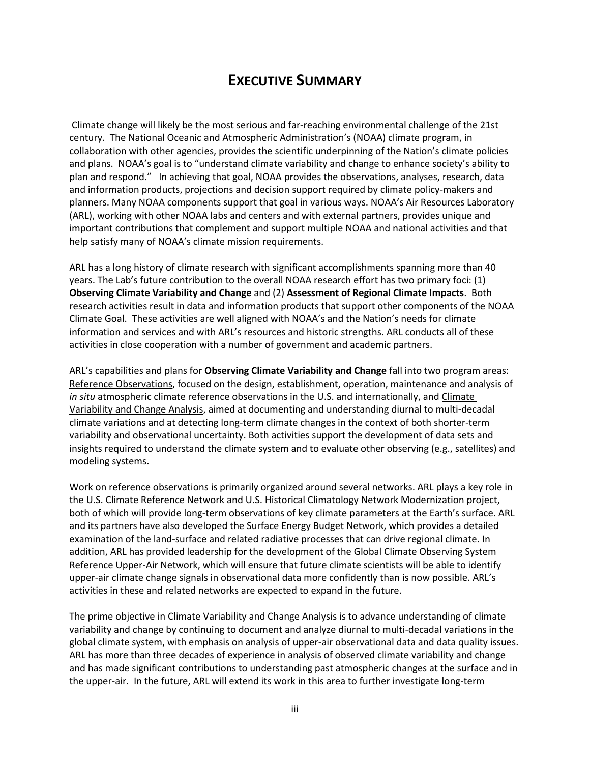# EXECUTIVE SUMMARY

Climate change will likely be the most serious and far-reaching environmental challenge of the 21st century. The National Oceanic and Atmospheric Administration's (NOAA) climate program, in collaboration with other agencies, provides the scientific underpinning of the Nation's climate policies and plans. NOAA's goal is to "understand climate variability and change to enhance society's ability to plan and respond." In achieving that goal, NOAA provides the observations, analyses, research, data and information products, projections and decision support required by climate policy-makers and planners. Many NOAA components support that goal in various ways. NOAA's Air Resources Laboratory (ARL), working with other NOAA labs and centers and with external partners, provides unique and important contributions that complement and support multiple NOAA and national activities and that help satisfy many of NOAA's climate mission requirements.

ARL has a long history of climate research with significant accomplishments spanning more than 40 years. The Lab's future contribution to the overall NOAA research effort has two primary foci: (1) **Observing Climate Variability and Change** and (2) **Assessment of Regional Climate Impacts**. Both research activities result in data and information products that support other components of the NOAA Climate Goal. These activities are well aligned with NOAA's and the Nation's needs for climate information and services and with ARL's resources and historic strengths. ARL conducts all of these activities in close cooperation with a number of government and academic partners.

ARL's capabilities and plans for **Observing Climate Variability and Change** fall into two program areas: Reference Observations, focused on the design, establishment, operation, maintenance and analysis of *in situ* atmospheric climate reference observations in the U.S. and internationally, and Climate Variability and Change Analysis, aimed at documenting and understanding diurnal to multi-decadal climate variations and at detecting long-term climate changes in the context of both shorter-term variability and observational uncertainty. Both activities support the development of data sets and insights required to understand the climate system and to evaluate other observing (e.g., satellites) and modeling systems.

Work on reference observations is primarily organized around several networks. ARL plays a key role in the U.S. Climate Reference Network and U.S. Historical Climatology Network Modernization project, both of which will provide long-term observations of key climate parameters at the Earth's surface. ARL and its partners have also developed the Surface Energy Budget Network, which provides a detailed examination of the land-surface and related radiative processes that can drive regional climate. In addition, ARL has provided leadership for the development of the Global Climate Observing System Reference Upper-Air Network, which will ensure that future climate scientists will be able to identify upper-air climate change signals in observational data more confidently than is now possible. ARL's activities in these and related networks are expected to expand in the future.

The prime objective in Climate Variability and Change Analysis is to advance understanding of climate variability and change by continuing to document and analyze diurnal to multi-decadal variations in the global climate system, with emphasis on analysis of upper-air observational data and data quality issues. ARL has more than three decades of experience in analysis of observed climate variability and change and has made significant contributions to understanding past atmospheric changes at the surface and in the upper-air. In the future, ARL will extend its work in this area to further investigate long-term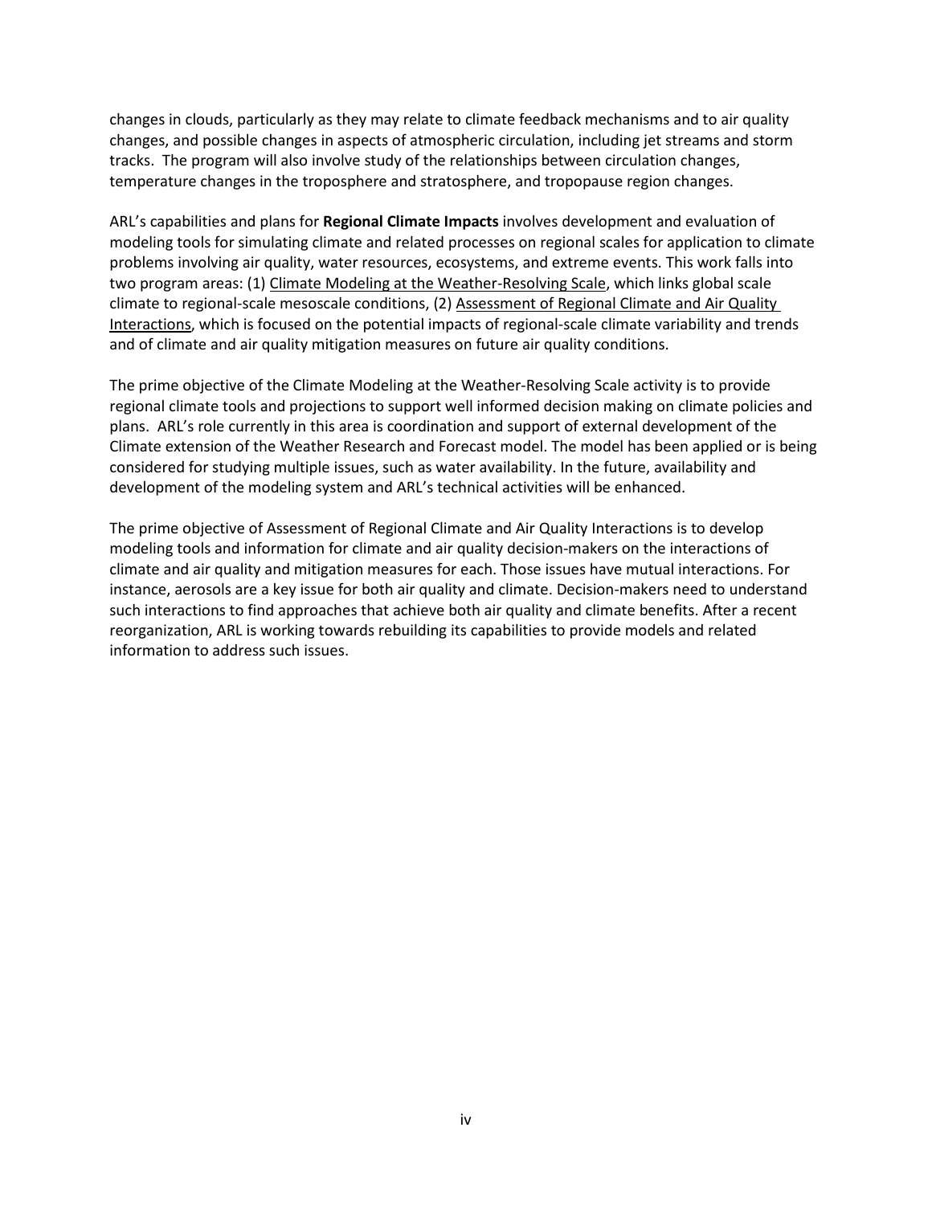changes in clouds, particularly as they may relate to climate feedback mechanisms and to air quality changes, and possible changes in aspects of atmospheric circulation, including jet streams and storm tracks. The program will also involve study of the relationships between circulation changes, temperature changes in the troposphere and stratosphere, and tropopause region changes.

ARL's capabilities and plans for **Regional Climate Impacts** involves development and evaluation of modeling tools for simulating climate and related processes on regional scales for application to climate problems involving air quality, water resources, ecosystems, and extreme events. This work falls into two program areas: (1) Climate Modeling at the Weather-Resolving Scale, which links global scale climate to regional-scale mesoscale conditions, (2) Assessment of Regional Climate and Air Quality Interactions, which is focused on the potential impacts of regional-scale climate variability and trends and of climate and air quality mitigation measures on future air quality conditions.

The prime objective of the Climate Modeling at the Weather-Resolving Scale activity is to provide regional climate tools and projections to support well informed decision making on climate policies and plans. ARL's role currently in this area is coordination and support of external development of the Climate extension of the Weather Research and Forecast model. The model has been applied or is being considered for studying multiple issues, such as water availability. In the future, availability and development of the modeling system and ARL's technical activities will be enhanced.

The prime objective of Assessment of Regional Climate and Air Quality Interactions is to develop modeling tools and information for climate and air quality decision-makers on the interactions of climate and air quality and mitigation measures for each. Those issues have mutual interactions. For instance, aerosols are a key issue for both air quality and climate. Decision-makers need to understand such interactions to find approaches that achieve both air quality and climate benefits. After a recent reorganization, ARL is working towards rebuilding its capabilities to provide models and related information to address such issues.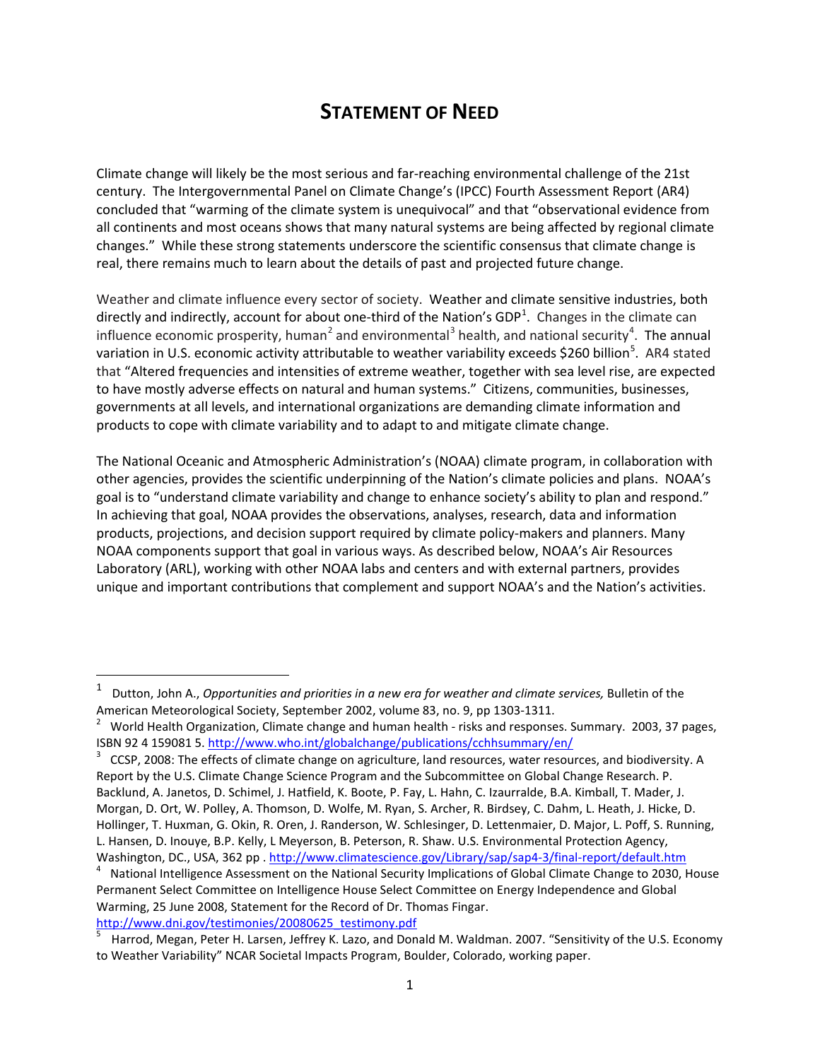# STATEMENT OF NEED

Climate change will likely be the most serious and far-reaching environmental challenge of the 21st century. The Intergovernmental Panel on Climate Change's (IPCC) Fourth Assessment Report (AR4) concluded that "warming of the climate system is unequivocal" and that "observational evidence from all continents and most oceans shows that many natural systems are being affected by regional climate changes." While these strong statements underscore the scientific consensus that climate change is real, there remains much to learn about the details of past and projected future change.

Weather and climate influence every sector of society. Weather and climate sensitive industries, both directly and indirectly, account for about one-third of the Nation's GDP[1]. Changes in the climate can influence economic prosperity, human[2] and environmental[3] health, and national security[4]. The annual variation in U.S. economic activity attributable to weather variability exceeds $260 billion[5]. AR4 stated that "Altered frequencies and intensities of extreme weather, together with sea level rise, are expected to have mostly adverse effects on natural and human systems." Citizens, communities, businesses, governments at all levels, and international organizations are demanding climate information and products to cope with climate variability and to adapt to and mitigate climate change.

The National Oceanic and Atmospheric Administration's (NOAA) climate program, in collaboration with other agencies, provides the scientific underpinning of the Nation's climate policies and plans. NOAA's goal is to "understand climate variability and change to enhance society's ability to plan and respond." In achieving that goal, NOAA provides the observations, analyses, research, data and information products, projections, and decision support required by climate policy-makers and planners. Many NOAA components support that goal in various ways. As described below, NOAA's Air Resources Laboratory (ARL), working with other NOAA labs and centers and with external partners, provides unique and important contributions that complement and support NOAA's and the Nation's activities.

---

[1] Dutton, John A., *Opportunities and priorities in a new era for weather and climate services,* Bulletin of the American Meteorological Society, September 2002, volume 83, no. 9, pp 1303-1311.

[2] World Health Organization, Climate change and human health - risks and responses. Summary. 2003, 37 pages, ISBN 92 4 159081 5. http://www.who.int/globalchange/publications/cchhsummary/en/

[3] CCSP, 2008: The effects of climate change on agriculture, land resources, water resources, and biodiversity. A Report by the U.S. Climate Change Science Program and the Subcommittee on Global Change Research. P. Backlund, A. Janetos, D. Schimel, J. Hatfield, K. Boote, P. Fay, L. Hahn, C. Izaurralde, B.A. Kimball, T. Mader, J. Morgan, D. Ort, W. Polley, A. Thomson, D. Wolfe, M. Ryan, S. Archer, R. Birdsey, C. Dahm, L. Heath, J. Hicke, D. Hollinger, T. Huxman, G. Okin, R. Oren, J. Randerson, W. Schlesinger, D. Lettenmaier, D. Major, L. Poff, S. Running, L. Hansen, D. Inouye, B.P. Kelly, L Meyerson, B. Peterson, R. Shaw. U.S. Environmental Protection Agency, Washington, DC., USA, 362 pp . http://www.climatescience.gov/Library/sap/sap4-3/final-report/default.htm

[4] National Intelligence Assessment on the National Security Implications of Global Climate Change to 2030, House Permanent Select Committee on Intelligence House Select Committee on Energy Independence and Global Warming, 25 June 2008, Statement for the Record of Dr. Thomas Fingar. http://www.dni.gov/testimonies/20080625_testimony.pdf

[5] Harrod, Megan, Peter H. Larsen, Jeffrey K. Lazo, and Donald M. Waldman. 2007. "Sensitivity of the U.S. Economy to Weather Variability" NCAR Societal Impacts Program, Boulder, Colorado, working paper.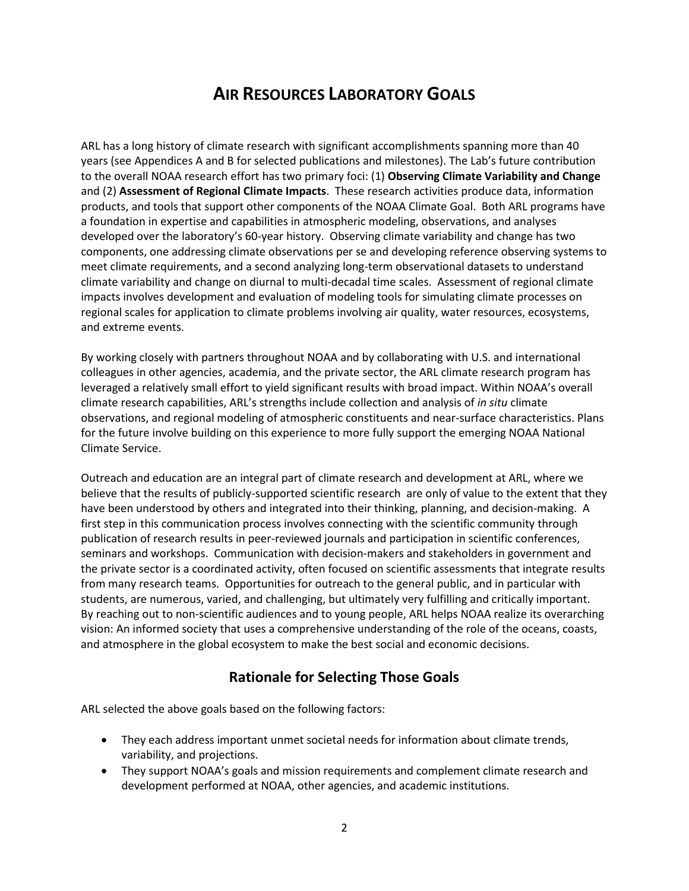# AIR RESOURCES LABORATORY GOALS

ARL has a long history of climate research with significant accomplishments spanning more than 40 years (see Appendices A and B for selected publications and milestones). The Lab's future contribution to the overall NOAA research effort has two primary foci: (1) **Observing Climate Variability and Change** and (2) **Assessment of Regional Climate Impacts**. These research activities produce data, information products, and tools that support other components of the NOAA Climate Goal. Both ARL programs have a foundation in expertise and capabilities in atmospheric modeling, observations, and analyses developed over the laboratory's 60-year history. Observing climate variability and change has two components, one addressing climate observations per se and developing reference observing systems to meet climate requirements, and a second analyzing long-term observational datasets to understand climate variability and change on diurnal to multi-decadal time scales. Assessment of regional climate impacts involves development and evaluation of modeling tools for simulating climate processes on regional scales for application to climate problems involving air quality, water resources, ecosystems, and extreme events.

By working closely with partners throughout NOAA and by collaborating with U.S. and international colleagues in other agencies, academia, and the private sector, the ARL climate research program has leveraged a relatively small effort to yield significant results with broad impact. Within NOAA's overall climate research capabilities, ARL's strengths include collection and analysis of *in situ* climate observations, and regional modeling of atmospheric constituents and near-surface characteristics. Plans for the future involve building on this experience to more fully support the emerging NOAA National Climate Service.

Outreach and education are an integral part of climate research and development at ARL, where we believe that the results of publicly-supported scientific research are only of value to the extent that they have been understood by others and integrated into their thinking, planning, and decision-making. A first step in this communication process involves connecting with the scientific community through publication of research results in peer-reviewed journals and participation in scientific conferences, seminars and workshops. Communication with decision-makers and stakeholders in government and the private sector is a coordinated activity, often focused on scientific assessments that integrate results from many research teams. Opportunities for outreach to the general public, and in particular with students, are numerous, varied, and challenging, but ultimately very fulfilling and critically important. By reaching out to non-scientific audiences and to young people, ARL helps NOAA realize its overarching vision: An informed society that uses a comprehensive understanding of the role of the oceans, coasts, and atmosphere in the global ecosystem to make the best social and economic decisions.

## Rationale for Selecting Those Goals

ARL selected the above goals based on the following factors:

- They each address important unmet societal needs for information about climate trends, variability, and projections.
- They support NOAA's goals and mission requirements and complement climate research and development performed at NOAA, other agencies, and academic institutions.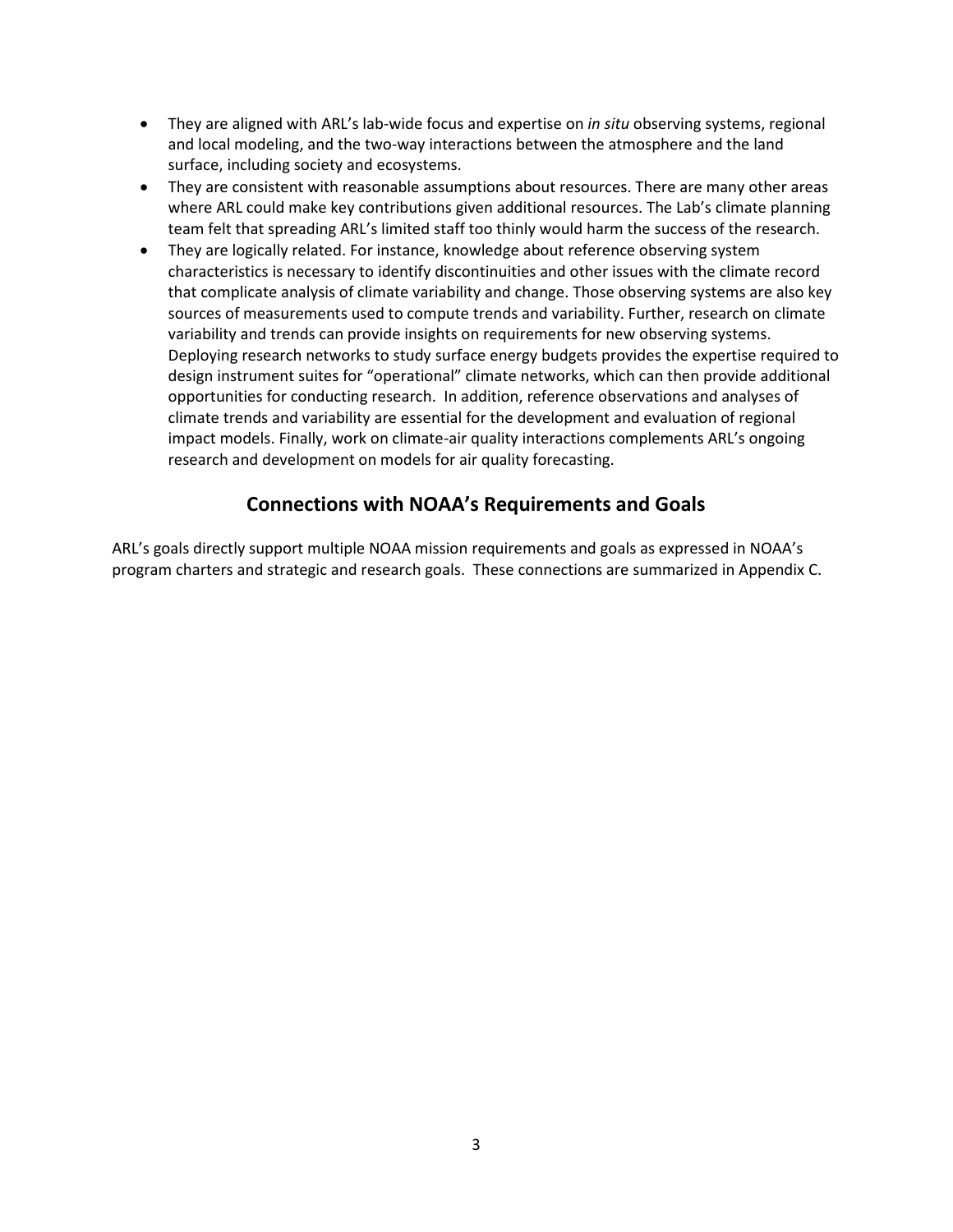- They are aligned with ARL's lab-wide focus and expertise on *in situ* observing systems, regional and local modeling, and the two-way interactions between the atmosphere and the land surface, including society and ecosystems.
- They are consistent with reasonable assumptions about resources. There are many other areas where ARL could make key contributions given additional resources. The Lab's climate planning team felt that spreading ARL's limited staff too thinly would harm the success of the research.
- They are logically related. For instance, knowledge about reference observing system characteristics is necessary to identify discontinuities and other issues with the climate record that complicate analysis of climate variability and change. Those observing systems are also key sources of measurements used to compute trends and variability. Further, research on climate variability and trends can provide insights on requirements for new observing systems. Deploying research networks to study surface energy budgets provides the expertise required to design instrument suites for "operational" climate networks, which can then provide additional opportunities for conducting research. In addition, reference observations and analyses of climate trends and variability are essential for the development and evaluation of regional impact models. Finally, work on climate-air quality interactions complements ARL's ongoing research and development on models for air quality forecasting.

## Connections with NOAA's Requirements and Goals

ARL's goals directly support multiple NOAA mission requirements and goals as expressed in NOAA's program charters and strategic and research goals. These connections are summarized in Appendix C.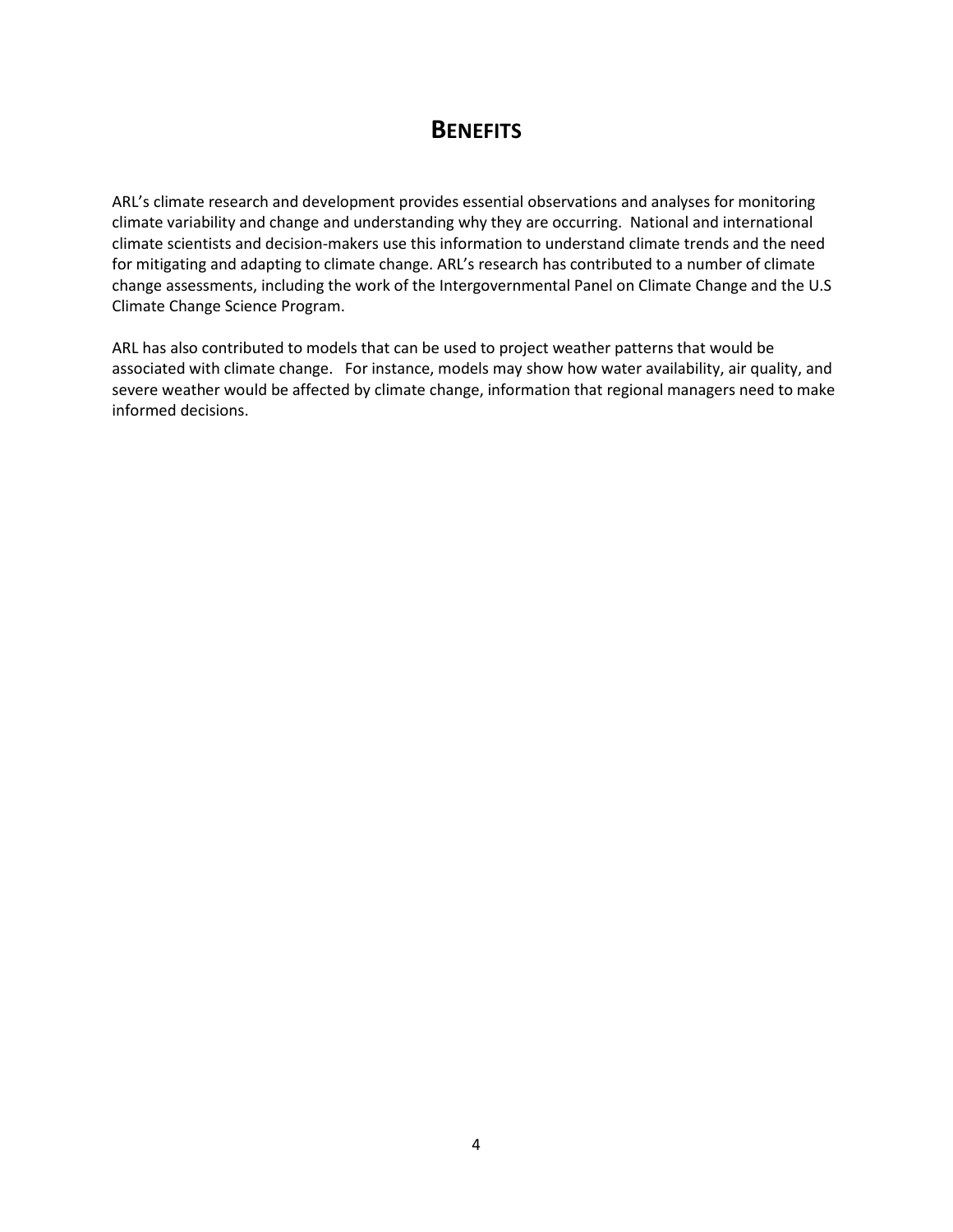# Benefits

ARL's climate research and development provides essential observations and analyses for monitoring climate variability and change and understanding why they are occurring. National and international climate scientists and decision-makers use this information to understand climate trends and the need for mitigating and adapting to climate change. ARL's research has contributed to a number of climate change assessments, including the work of the Intergovernmental Panel on Climate Change and the U.S Climate Change Science Program.

ARL has also contributed to models that can be used to project weather patterns that would be associated with climate change. For instance, models may show how water availability, air quality, and severe weather would be affected by climate change, information that regional managers need to make informed decisions.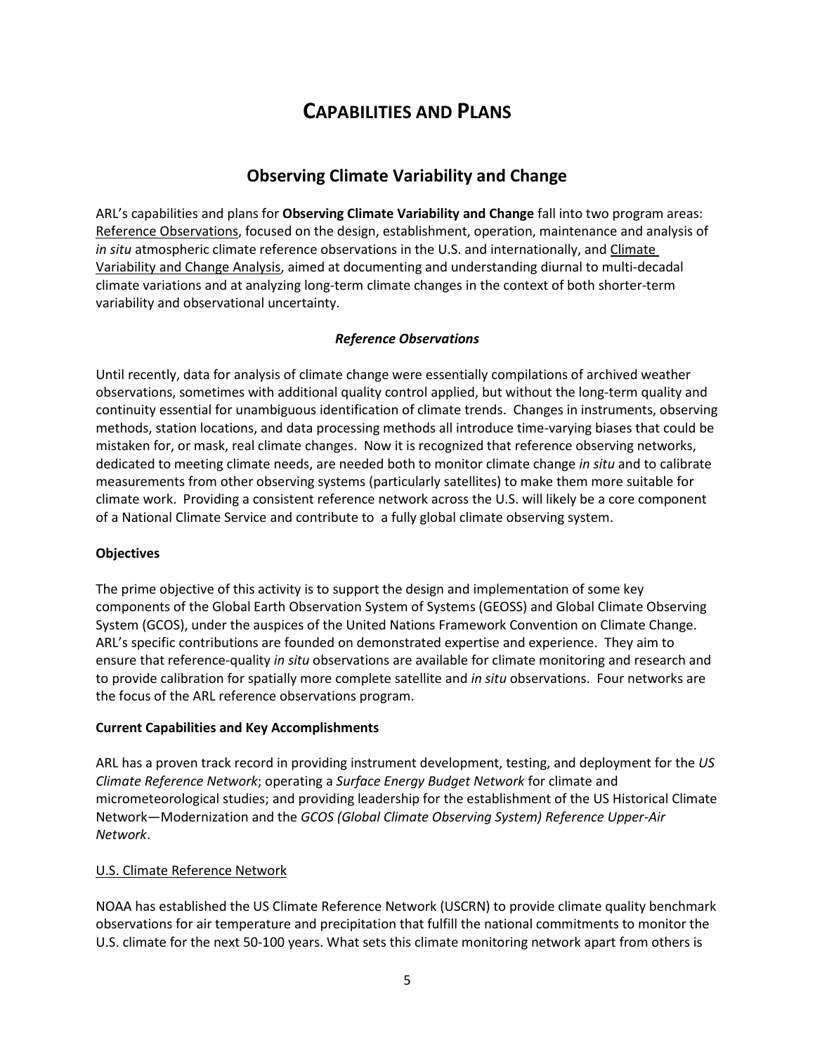# CAPABILITIES AND PLANS

## Observing Climate Variability and Change

ARL's capabilities and plans for **Observing Climate Variability and Change** fall into two program areas: Reference Observations, focused on the design, establishment, operation, maintenance and analysis of *in situ* atmospheric climate reference observations in the U.S. and internationally, and Climate Variability and Change Analysis, aimed at documenting and understanding diurnal to multi-decadal climate variations and at analyzing long-term climate changes in the context of both shorter-term variability and observational uncertainty.

### *Reference Observations*

Until recently, data for analysis of climate change were essentially compilations of archived weather observations, sometimes with additional quality control applied, but without the long-term quality and continuity essential for unambiguous identification of climate trends. Changes in instruments, observing methods, station locations, and data processing methods all introduce time-varying biases that could be mistaken for, or mask, real climate changes. Now it is recognized that reference observing networks, dedicated to meeting climate needs, are needed both to monitor climate change *in situ* and to calibrate measurements from other observing systems (particularly satellites) to make them more suitable for climate work. Providing a consistent reference network across the U.S. will likely be a core component of a National Climate Service and contribute to a fully global climate observing system.

**Objectives**

The prime objective of this activity is to support the design and implementation of some key components of the Global Earth Observation System of Systems (GEOSS) and Global Climate Observing System (GCOS), under the auspices of the United Nations Framework Convention on Climate Change. ARL's specific contributions are founded on demonstrated expertise and experience. They aim to ensure that reference-quality *in situ* observations are available for climate monitoring and research and to provide calibration for spatially more complete satellite and *in situ* observations. Four networks are the focus of the ARL reference observations program.

**Current Capabilities and Key Accomplishments**

ARL has a proven track record in providing instrument development, testing, and deployment for the *US Climate Reference Network*; operating a *Surface Energy Budget Network* for climate and micrometeorological studies; and providing leadership for the establishment of the US Historical Climate Network—Modernization and the *GCOS (Global Climate Observing System) Reference Upper-Air Network*.

U.S. Climate Reference Network

NOAA has established the US Climate Reference Network (USCRN) to provide climate quality benchmark observations for air temperature and precipitation that fulfill the national commitments to monitor the U.S. climate for the next 50-100 years. What sets this climate monitoring network apart from others is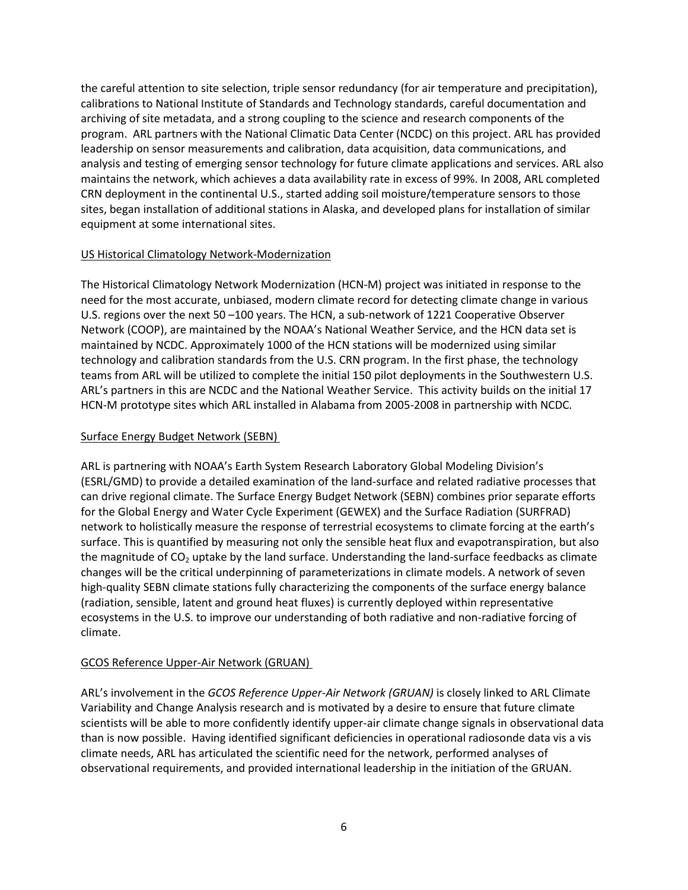the careful attention to site selection, triple sensor redundancy (for air temperature and precipitation), calibrations to National Institute of Standards and Technology standards, careful documentation and archiving of site metadata, and a strong coupling to the science and research components of the program. ARL partners with the National Climatic Data Center (NCDC) on this project. ARL has provided leadership on sensor measurements and calibration, data acquisition, data communications, and analysis and testing of emerging sensor technology for future climate applications and services. ARL also maintains the network, which achieves a data availability rate in excess of 99%. In 2008, ARL completed CRN deployment in the continental U.S., started adding soil moisture/temperature sensors to those sites, began installation of additional stations in Alaska, and developed plans for installation of similar equipment at some international sites.

### US Historical Climatology Network-Modernization

The Historical Climatology Network Modernization (HCN-M) project was initiated in response to the need for the most accurate, unbiased, modern climate record for detecting climate change in various U.S. regions over the next 50 –100 years. The HCN, a sub-network of 1221 Cooperative Observer Network (COOP), are maintained by the NOAA's National Weather Service, and the HCN data set is maintained by NCDC. Approximately 1000 of the HCN stations will be modernized using similar technology and calibration standards from the U.S. CRN program. In the first phase, the technology teams from ARL will be utilized to complete the initial 150 pilot deployments in the Southwestern U.S. ARL's partners in this are NCDC and the National Weather Service. This activity builds on the initial 17 HCN-M prototype sites which ARL installed in Alabama from 2005-2008 in partnership with NCDC.

### Surface Energy Budget Network (SEBN)

ARL is partnering with NOAA's Earth System Research Laboratory Global Modeling Division's (ESRL/GMD) to provide a detailed examination of the land-surface and related radiative processes that can drive regional climate. The Surface Energy Budget Network (SEBN) combines prior separate efforts for the Global Energy and Water Cycle Experiment (GEWEX) and the Surface Radiation (SURFRAD) network to holistically measure the response of terrestrial ecosystems to climate forcing at the earth's surface. This is quantified by measuring not only the sensible heat flux and evapotranspiration, but also the magnitude of $CO_2$ uptake by the land surface. Understanding the land-surface feedbacks as climate changes will be the critical underpinning of parameterizations in climate models. A network of seven high-quality SEBN climate stations fully characterizing the components of the surface energy balance (radiation, sensible, latent and ground heat fluxes) is currently deployed within representative ecosystems in the U.S. to improve our understanding of both radiative and non-radiative forcing of climate.

### GCOS Reference Upper-Air Network (GRUAN)

ARL's involvement in the *GCOS Reference Upper-Air Network (GRUAN)* is closely linked to ARL Climate Variability and Change Analysis research and is motivated by a desire to ensure that future climate scientists will be able to more confidently identify upper-air climate change signals in observational data than is now possible. Having identified significant deficiencies in operational radiosonde data vis a vis climate needs, ARL has articulated the scientific need for the network, performed analyses of observational requirements, and provided international leadership in the initiation of the GRUAN.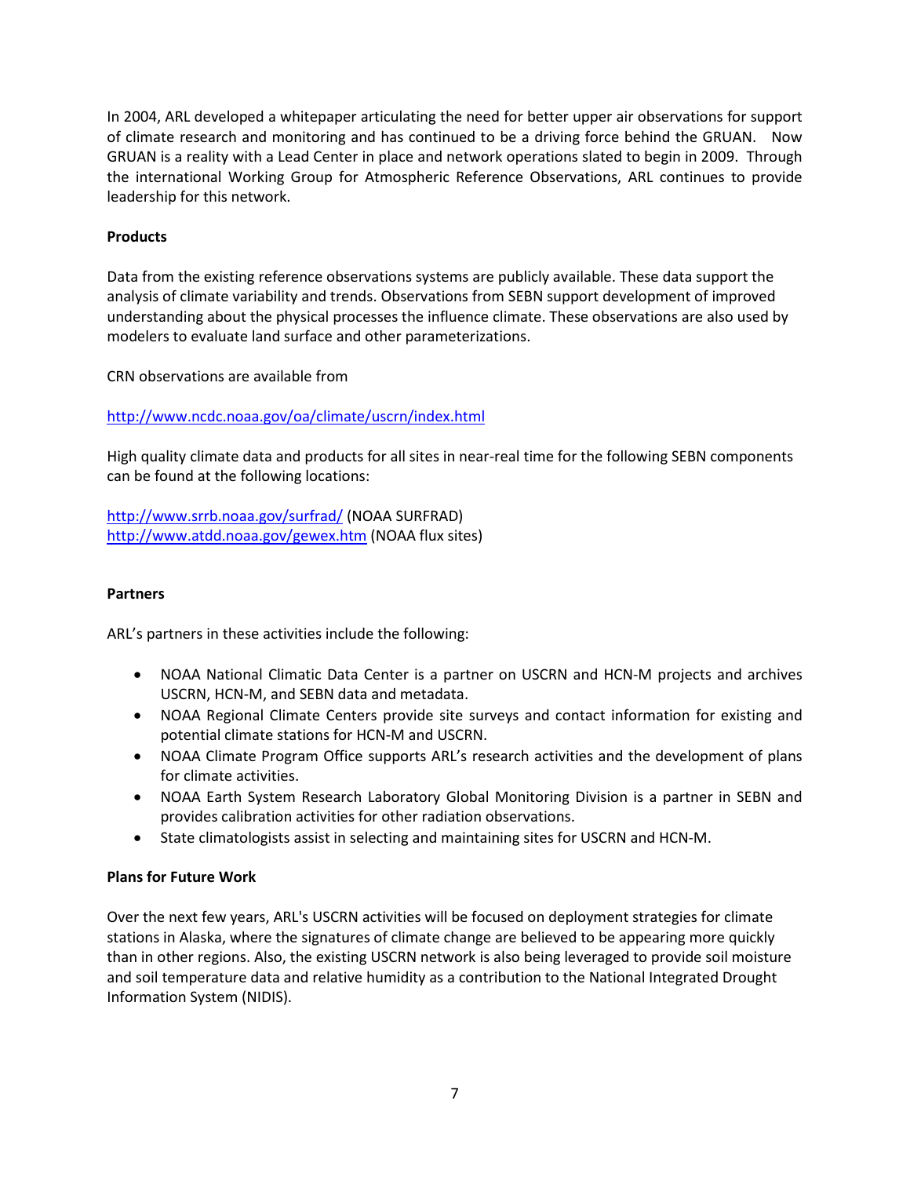In 2004, ARL developed a whitepaper articulating the need for better upper air observations for support of climate research and monitoring and has continued to be a driving force behind the GRUAN. Now GRUAN is a reality with a Lead Center in place and network operations slated to begin in 2009. Through the international Working Group for Atmospheric Reference Observations, ARL continues to provide leadership for this network.

**Products**

Data from the existing reference observations systems are publicly available. These data support the analysis of climate variability and trends. Observations from SEBN support development of improved understanding about the physical processes the influence climate. These observations are also used by modelers to evaluate land surface and other parameterizations.

CRN observations are available from

http://www.ncdc.noaa.gov/oa/climate/uscrn/index.html

High quality climate data and products for all sites in near-real time for the following SEBN components can be found at the following locations:

http://www.srrb.noaa.gov/surfrad/ (NOAA SURFRAD)
http://www.atdd.noaa.gov/gewex.htm (NOAA flux sites)

**Partners**

ARL's partners in these activities include the following:

- NOAA National Climatic Data Center is a partner on USCRN and HCN-M projects and archives USCRN, HCN-M, and SEBN data and metadata.
- NOAA Regional Climate Centers provide site surveys and contact information for existing and potential climate stations for HCN-M and USCRN.
- NOAA Climate Program Office supports ARL's research activities and the development of plans for climate activities.
- NOAA Earth System Research Laboratory Global Monitoring Division is a partner in SEBN and provides calibration activities for other radiation observations.
- State climatologists assist in selecting and maintaining sites for USCRN and HCN-M.

**Plans for Future Work**

Over the next few years, ARL's USCRN activities will be focused on deployment strategies for climate stations in Alaska, where the signatures of climate change are believed to be appearing more quickly than in other regions. Also, the existing USCRN network is also being leveraged to provide soil moisture and soil temperature data and relative humidity as a contribution to the National Integrated Drought Information System (NIDIS).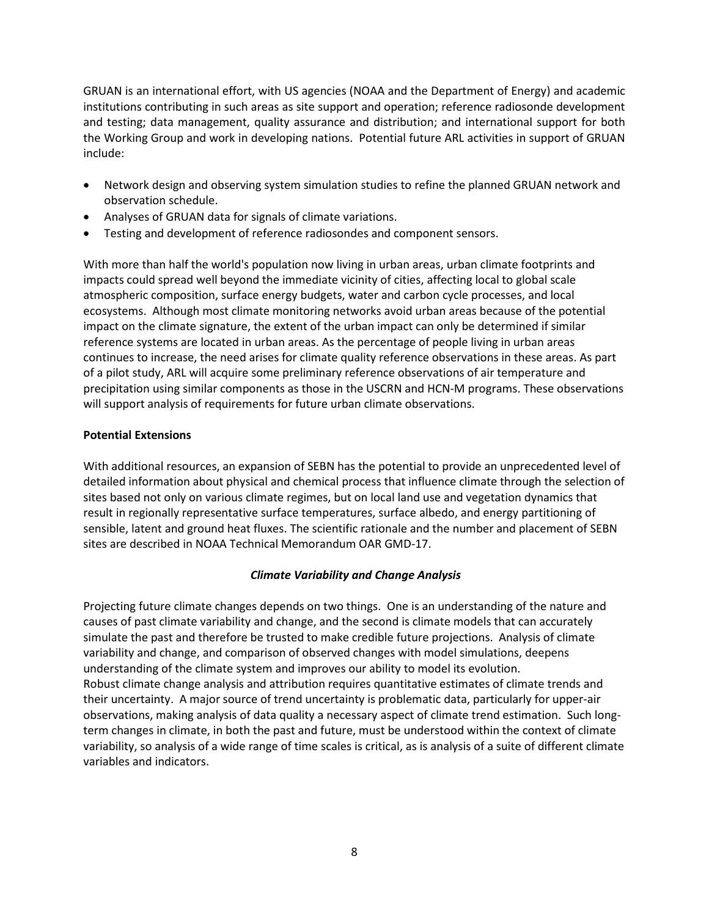GRUAN is an international effort, with US agencies (NOAA and the Department of Energy) and academic institutions contributing in such areas as site support and operation; reference radiosonde development and testing; data management, quality assurance and distribution; and international support for both the Working Group and work in developing nations. Potential future ARL activities in support of GRUAN include:

- Network design and observing system simulation studies to refine the planned GRUAN network and observation schedule.
- Analyses of GRUAN data for signals of climate variations.
- Testing and development of reference radiosondes and component sensors.

With more than half the world's population now living in urban areas, urban climate footprints and impacts could spread well beyond the immediate vicinity of cities, affecting local to global scale atmospheric composition, surface energy budgets, water and carbon cycle processes, and local ecosystems. Although most climate monitoring networks avoid urban areas because of the potential impact on the climate signature, the extent of the urban impact can only be determined if similar reference systems are located in urban areas. As the percentage of people living in urban areas continues to increase, the need arises for climate quality reference observations in these areas. As part of a pilot study, ARL will acquire some preliminary reference observations of air temperature and precipitation using similar components as those in the USCRN and HCN-M programs. These observations will support analysis of requirements for future urban climate observations.

**Potential Extensions**

With additional resources, an expansion of SEBN has the potential to provide an unprecedented level of detailed information about physical and chemical process that influence climate through the selection of sites based not only on various climate regimes, but on local land use and vegetation dynamics that result in regionally representative surface temperatures, surface albedo, and energy partitioning of sensible, latent and ground heat fluxes. The scientific rationale and the number and placement of SEBN sites are described in NOAA Technical Memorandum OAR GMD-17.

### *Climate Variability and Change Analysis*

Projecting future climate changes depends on two things. One is an understanding of the nature and causes of past climate variability and change, and the second is climate models that can accurately simulate the past and therefore be trusted to make credible future projections. Analysis of climate variability and change, and comparison of observed changes with model simulations, deepens understanding of the climate system and improves our ability to model its evolution.

Robust climate change analysis and attribution requires quantitative estimates of climate trends and their uncertainty. A major source of trend uncertainty is problematic data, particularly for upper-air observations, making analysis of data quality a necessary aspect of climate trend estimation. Such long-term changes in climate, in both the past and future, must be understood within the context of climate variability, so analysis of a wide range of time scales is critical, as is analysis of a suite of different climate variables and indicators.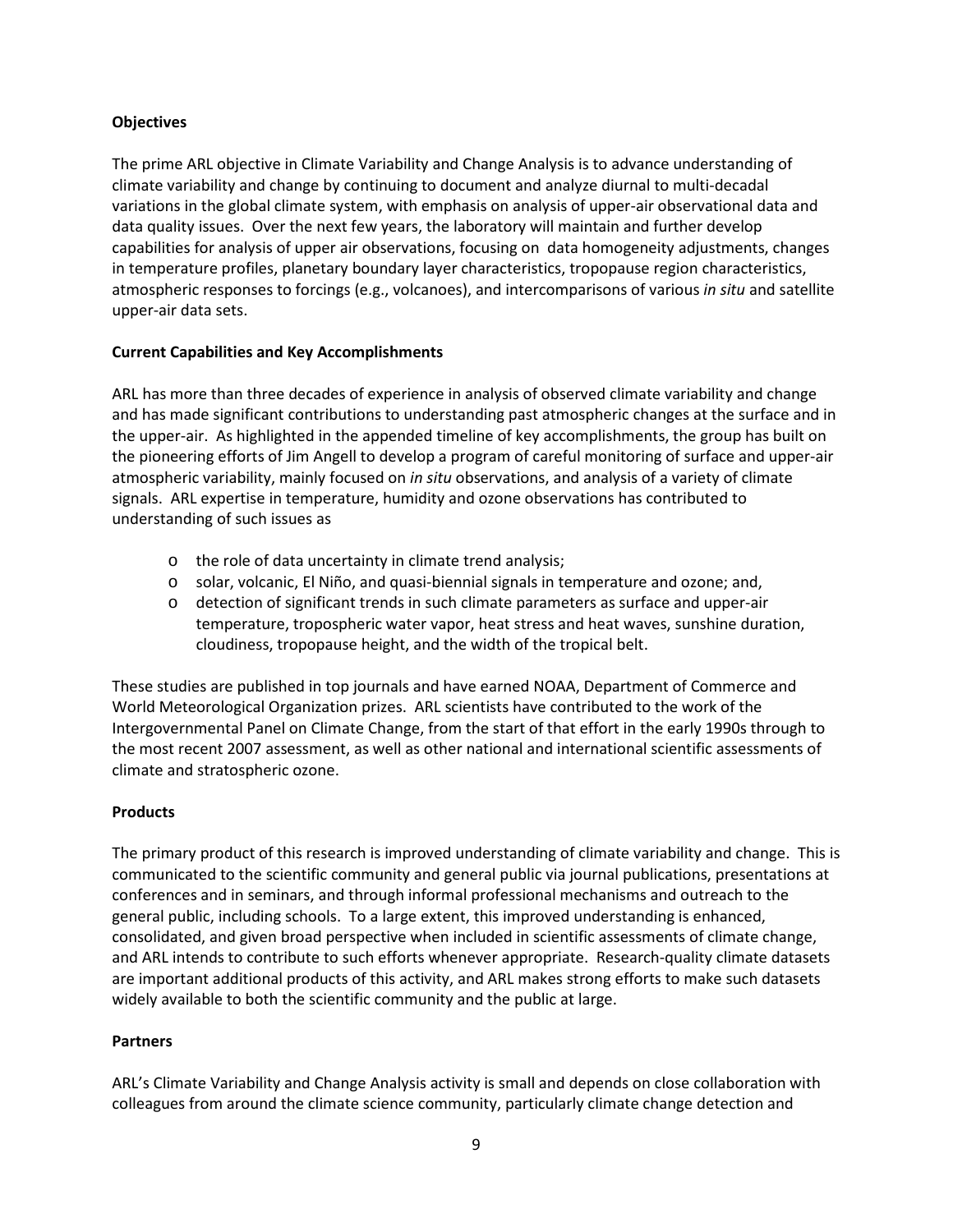**Objectives**

The prime ARL objective in Climate Variability and Change Analysis is to advance understanding of climate variability and change by continuing to document and analyze diurnal to multi-decadal variations in the global climate system, with emphasis on analysis of upper-air observational data and data quality issues. Over the next few years, the laboratory will maintain and further develop capabilities for analysis of upper air observations, focusing on data homogeneity adjustments, changes in temperature profiles, planetary boundary layer characteristics, tropopause region characteristics, atmospheric responses to forcings (e.g., volcanoes), and intercomparisons of various *in situ* and satellite upper-air data sets.

**Current Capabilities and Key Accomplishments**

ARL has more than three decades of experience in analysis of observed climate variability and change and has made significant contributions to understanding past atmospheric changes at the surface and in the upper-air. As highlighted in the appended timeline of key accomplishments, the group has built on the pioneering efforts of Jim Angell to develop a program of careful monitoring of surface and upper-air atmospheric variability, mainly focused on *in situ* observations, and analysis of a variety of climate signals. ARL expertise in temperature, humidity and ozone observations has contributed to understanding of such issues as

- the role of data uncertainty in climate trend analysis;
- solar, volcanic, El Niño, and quasi-biennial signals in temperature and ozone; and,
- detection of significant trends in such climate parameters as surface and upper-air temperature, tropospheric water vapor, heat stress and heat waves, sunshine duration, cloudiness, tropopause height, and the width of the tropical belt.

These studies are published in top journals and have earned NOAA, Department of Commerce and World Meteorological Organization prizes. ARL scientists have contributed to the work of the Intergovernmental Panel on Climate Change, from the start of that effort in the early 1990s through to the most recent 2007 assessment, as well as other national and international scientific assessments of climate and stratospheric ozone.

**Products**

The primary product of this research is improved understanding of climate variability and change. This is communicated to the scientific community and general public via journal publications, presentations at conferences and in seminars, and through informal professional mechanisms and outreach to the general public, including schools. To a large extent, this improved understanding is enhanced, consolidated, and given broad perspective when included in scientific assessments of climate change, and ARL intends to contribute to such efforts whenever appropriate. Research-quality climate datasets are important additional products of this activity, and ARL makes strong efforts to make such datasets widely available to both the scientific community and the public at large.

**Partners**

ARL's Climate Variability and Change Analysis activity is small and depends on close collaboration with colleagues from around the climate science community, particularly climate change detection and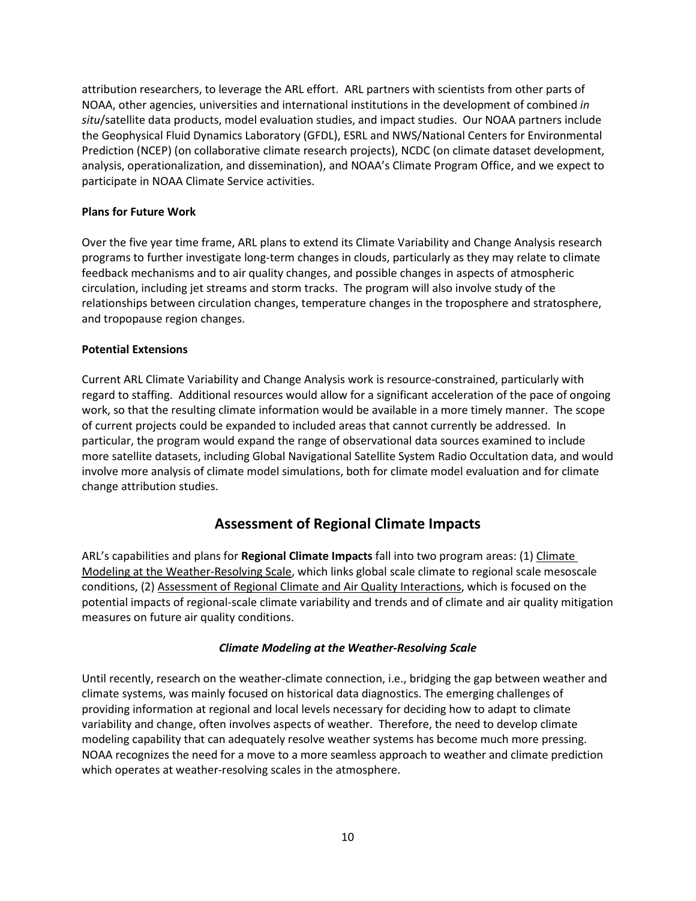attribution researchers, to leverage the ARL effort. ARL partners with scientists from other parts of NOAA, other agencies, universities and international institutions in the development of combined *in situ*/satellite data products, model evaluation studies, and impact studies. Our NOAA partners include the Geophysical Fluid Dynamics Laboratory (GFDL), ESRL and NWS/National Centers for Environmental Prediction (NCEP) (on collaborative climate research projects), NCDC (on climate dataset development, analysis, operationalization, and dissemination), and NOAA's Climate Program Office, and we expect to participate in NOAA Climate Service activities.

**Plans for Future Work**

Over the five year time frame, ARL plans to extend its Climate Variability and Change Analysis research programs to further investigate long-term changes in clouds, particularly as they may relate to climate feedback mechanisms and to air quality changes, and possible changes in aspects of atmospheric circulation, including jet streams and storm tracks. The program will also involve study of the relationships between circulation changes, temperature changes in the troposphere and stratosphere, and tropopause region changes.

**Potential Extensions**

Current ARL Climate Variability and Change Analysis work is resource-constrained, particularly with regard to staffing. Additional resources would allow for a significant acceleration of the pace of ongoing work, so that the resulting climate information would be available in a more timely manner. The scope of current projects could be expanded to included areas that cannot currently be addressed. In particular, the program would expand the range of observational data sources examined to include more satellite datasets, including Global Navigational Satellite System Radio Occultation data, and would involve more analysis of climate model simulations, both for climate model evaluation and for climate change attribution studies.

## Assessment of Regional Climate Impacts

ARL's capabilities and plans for **Regional Climate Impacts** fall into two program areas: (1) Climate Modeling at the Weather-Resolving Scale, which links global scale climate to regional scale mesoscale conditions, (2) Assessment of Regional Climate and Air Quality Interactions, which is focused on the potential impacts of regional-scale climate variability and trends and of climate and air quality mitigation measures on future air quality conditions.

### *Climate Modeling at the Weather-Resolving Scale*

Until recently, research on the weather-climate connection, i.e., bridging the gap between weather and climate systems, was mainly focused on historical data diagnostics. The emerging challenges of providing information at regional and local levels necessary for deciding how to adapt to climate variability and change, often involves aspects of weather. Therefore, the need to develop climate modeling capability that can adequately resolve weather systems has become much more pressing. NOAA recognizes the need for a move to a more seamless approach to weather and climate prediction which operates at weather-resolving scales in the atmosphere.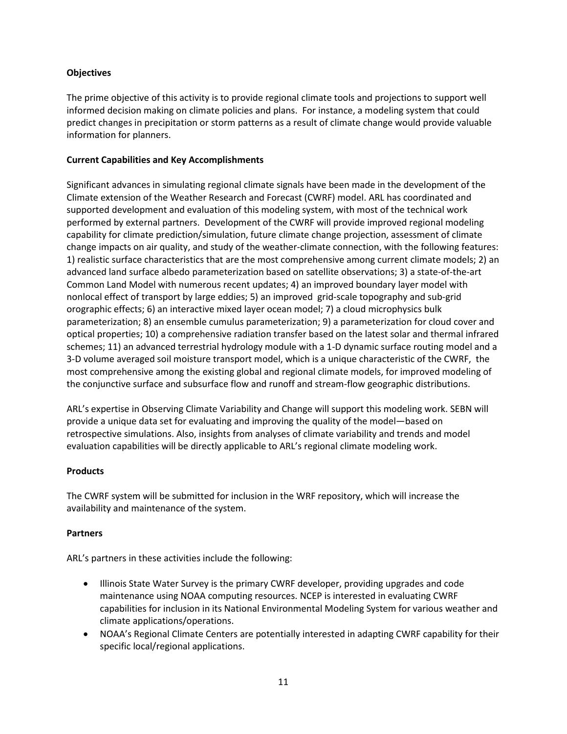**Objectives**

The prime objective of this activity is to provide regional climate tools and projections to support well informed decision making on climate policies and plans. For instance, a modeling system that could predict changes in precipitation or storm patterns as a result of climate change would provide valuable information for planners.

**Current Capabilities and Key Accomplishments**

Significant advances in simulating regional climate signals have been made in the development of the Climate extension of the Weather Research and Forecast (CWRF) model. ARL has coordinated and supported development and evaluation of this modeling system, with most of the technical work performed by external partners. Development of the CWRF will provide improved regional modeling capability for climate prediction/simulation, future climate change projection, assessment of climate change impacts on air quality, and study of the weather-climate connection, with the following features: 1) realistic surface characteristics that are the most comprehensive among current climate models; 2) an advanced land surface albedo parameterization based on satellite observations; 3) a state-of-the-art Common Land Model with numerous recent updates; 4) an improved boundary layer model with nonlocal effect of transport by large eddies; 5) an improved grid-scale topography and sub-grid orographic effects; 6) an interactive mixed layer ocean model; 7) a cloud microphysics bulk parameterization; 8) an ensemble cumulus parameterization; 9) a parameterization for cloud cover and optical properties; 10) a comprehensive radiation transfer based on the latest solar and thermal infrared schemes; 11) an advanced terrestrial hydrology module with a 1-D dynamic surface routing model and a 3-D volume averaged soil moisture transport model, which is a unique characteristic of the CWRF, the most comprehensive among the existing global and regional climate models, for improved modeling of the conjunctive surface and subsurface flow and runoff and stream-flow geographic distributions.

ARL's expertise in Observing Climate Variability and Change will support this modeling work. SEBN will provide a unique data set for evaluating and improving the quality of the model—based on retrospective simulations. Also, insights from analyses of climate variability and trends and model evaluation capabilities will be directly applicable to ARL's regional climate modeling work.

**Products**

The CWRF system will be submitted for inclusion in the WRF repository, which will increase the availability and maintenance of the system.

**Partners**

ARL's partners in these activities include the following:

- Illinois State Water Survey is the primary CWRF developer, providing upgrades and code maintenance using NOAA computing resources. NCEP is interested in evaluating CWRF capabilities for inclusion in its National Environmental Modeling System for various weather and climate applications/operations.
- NOAA's Regional Climate Centers are potentially interested in adapting CWRF capability for their specific local/regional applications.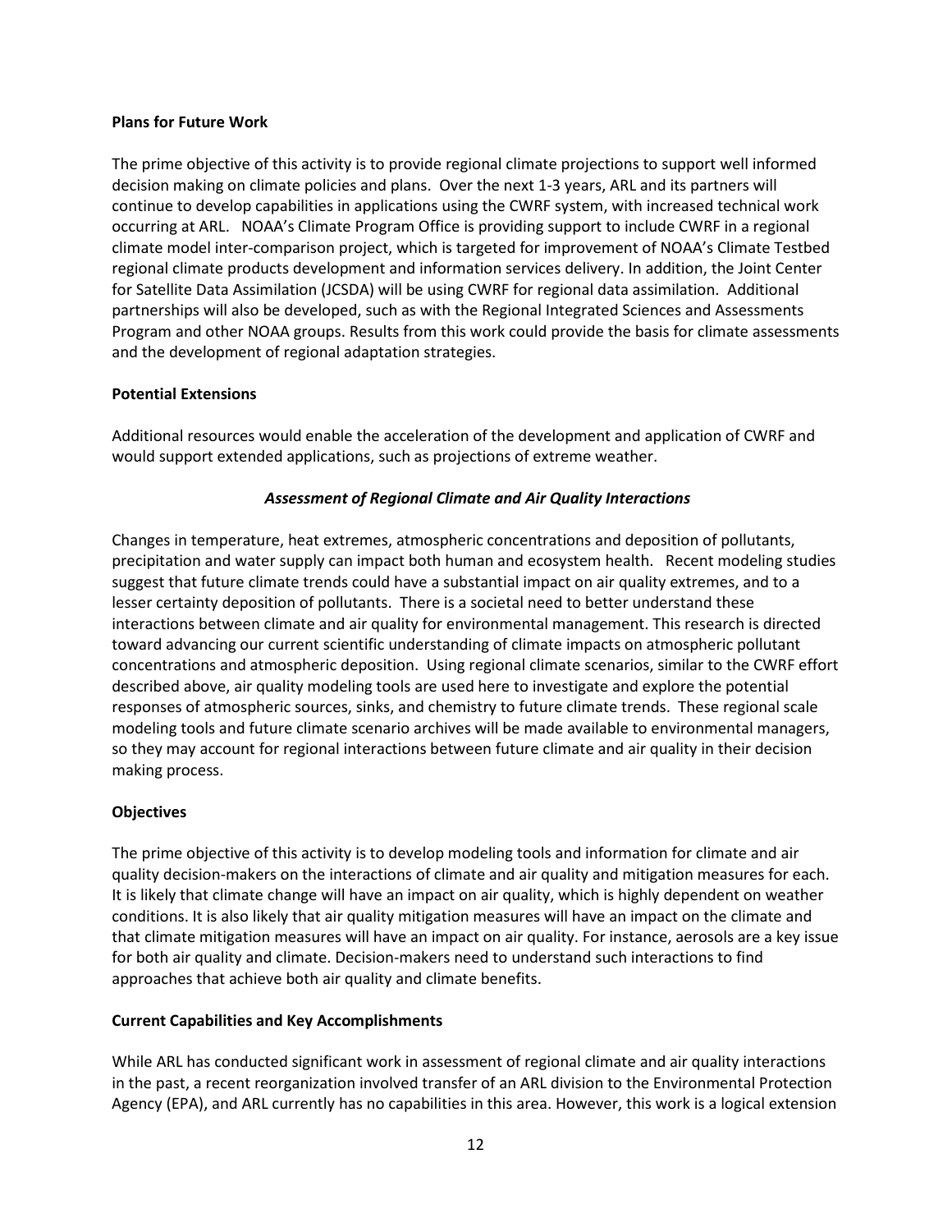**Plans for Future Work**

The prime objective of this activity is to provide regional climate projections to support well informed decision making on climate policies and plans. Over the next 1-3 years, ARL and its partners will continue to develop capabilities in applications using the CWRF system, with increased technical work occurring at ARL. NOAA's Climate Program Office is providing support to include CWRF in a regional climate model inter-comparison project, which is targeted for improvement of NOAA's Climate Testbed regional climate products development and information services delivery. In addition, the Joint Center for Satellite Data Assimilation (JCSDA) will be using CWRF for regional data assimilation. Additional partnerships will also be developed, such as with the Regional Integrated Sciences and Assessments Program and other NOAA groups. Results from this work could provide the basis for climate assessments and the development of regional adaptation strategies.

**Potential Extensions**

Additional resources would enable the acceleration of the development and application of CWRF and would support extended applications, such as projections of extreme weather.

***Assessment of Regional Climate and Air Quality Interactions***

Changes in temperature, heat extremes, atmospheric concentrations and deposition of pollutants, precipitation and water supply can impact both human and ecosystem health. Recent modeling studies suggest that future climate trends could have a substantial impact on air quality extremes, and to a lesser certainty deposition of pollutants. There is a societal need to better understand these interactions between climate and air quality for environmental management. This research is directed toward advancing our current scientific understanding of climate impacts on atmospheric pollutant concentrations and atmospheric deposition. Using regional climate scenarios, similar to the CWRF effort described above, air quality modeling tools are used here to investigate and explore the potential responses of atmospheric sources, sinks, and chemistry to future climate trends. These regional scale modeling tools and future climate scenario archives will be made available to environmental managers, so they may account for regional interactions between future climate and air quality in their decision making process.

**Objectives**

The prime objective of this activity is to develop modeling tools and information for climate and air quality decision-makers on the interactions of climate and air quality and mitigation measures for each. It is likely that climate change will have an impact on air quality, which is highly dependent on weather conditions. It is also likely that air quality mitigation measures will have an impact on the climate and that climate mitigation measures will have an impact on air quality. For instance, aerosols are a key issue for both air quality and climate. Decision-makers need to understand such interactions to find approaches that achieve both air quality and climate benefits.

**Current Capabilities and Key Accomplishments**

While ARL has conducted significant work in assessment of regional climate and air quality interactions in the past, a recent reorganization involved transfer of an ARL division to the Environmental Protection Agency (EPA), and ARL currently has no capabilities in this area. However, this work is a logical extension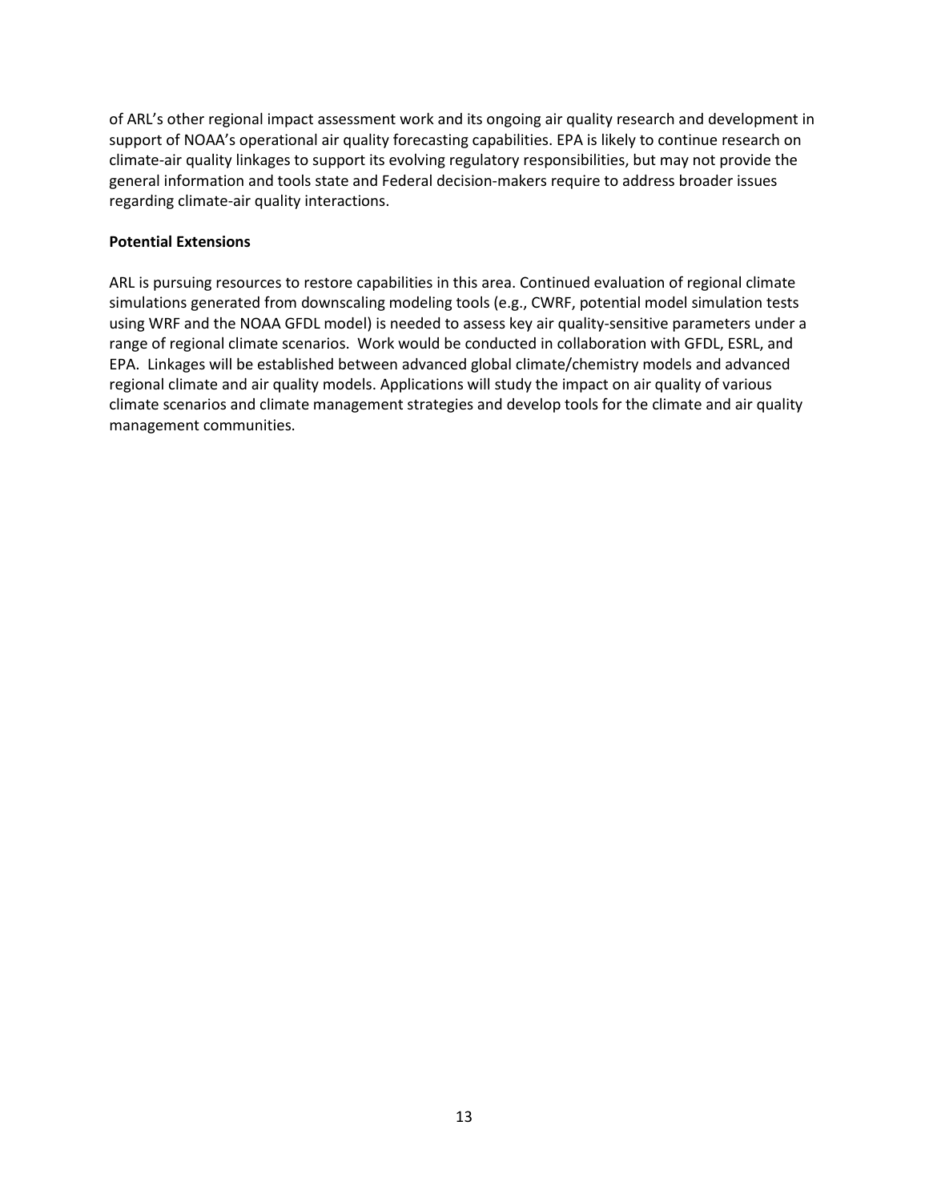of ARL's other regional impact assessment work and its ongoing air quality research and development in support of NOAA's operational air quality forecasting capabilities. EPA is likely to continue research on climate-air quality linkages to support its evolving regulatory responsibilities, but may not provide the general information and tools state and Federal decision-makers require to address broader issues regarding climate-air quality interactions.

**Potential Extensions**

ARL is pursuing resources to restore capabilities in this area. Continued evaluation of regional climate simulations generated from downscaling modeling tools (e.g., CWRF, potential model simulation tests using WRF and the NOAA GFDL model) is needed to assess key air quality-sensitive parameters under a range of regional climate scenarios. Work would be conducted in collaboration with GFDL, ESRL, and EPA. Linkages will be established between advanced global climate/chemistry models and advanced regional climate and air quality models. Applications will study the impact on air quality of various climate scenarios and climate management strategies and develop tools for the climate and air quality management communities.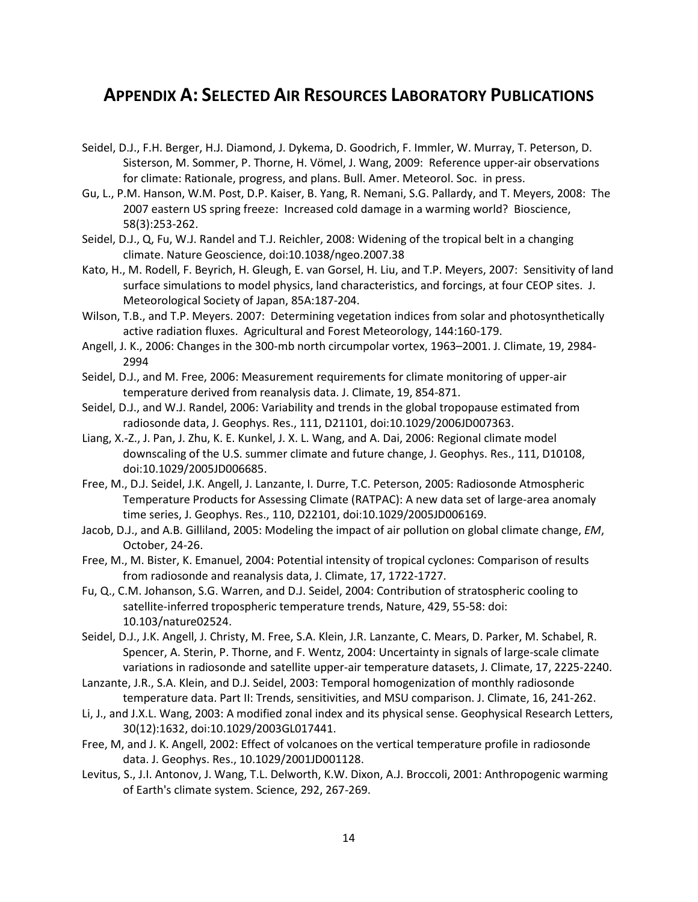# APPENDIX A: SELECTED AIR RESOURCES LABORATORY PUBLICATIONS

Seidel, D.J., F.H. Berger, H.J. Diamond, J. Dykema, D. Goodrich, F. Immler, W. Murray, T. Peterson, D. Sisterson, M. Sommer, P. Thorne, H. Vömel, J. Wang, 2009: Reference upper-air observations for climate: Rationale, progress, and plans. Bull. Amer. Meteorol. Soc. in press.

Gu, L., P.M. Hanson, W.M. Post, D.P. Kaiser, B. Yang, R. Nemani, S.G. Pallardy, and T. Meyers, 2008: The 2007 eastern US spring freeze: Increased cold damage in a warming world? Bioscience, 58(3):253-262.

Seidel, D.J., Q, Fu, W.J. Randel and T.J. Reichler, 2008: Widening of the tropical belt in a changing climate. Nature Geoscience, doi:10.1038/ngeo.2007.38

Kato, H., M. Rodell, F. Beyrich, H. Gleugh, E. van Gorsel, H. Liu, and T.P. Meyers, 2007: Sensitivity of land surface simulations to model physics, land characteristics, and forcings, at four CEOP sites. J. Meteorological Society of Japan, 85A:187-204.

Wilson, T.B., and T.P. Meyers. 2007: Determining vegetation indices from solar and photosynthetically active radiation fluxes. Agricultural and Forest Meteorology, 144:160-179.

Angell, J. K., 2006: Changes in the 300-mb north circumpolar vortex, 1963–2001. J. Climate, 19, 2984-2994

Seidel, D.J., and M. Free, 2006: Measurement requirements for climate monitoring of upper-air temperature derived from reanalysis data. J. Climate, 19, 854-871.

Seidel, D.J., and W.J. Randel, 2006: Variability and trends in the global tropopause estimated from radiosonde data, J. Geophys. Res., 111, D21101, doi:10.1029/2006JD007363.

Liang, X.-Z., J. Pan, J. Zhu, K. E. Kunkel, J. X. L. Wang, and A. Dai, 2006: Regional climate model downscaling of the U.S. summer climate and future change, J. Geophys. Res., 111, D10108, doi:10.1029/2005JD006685.

Free, M., D.J. Seidel, J.K. Angell, J. Lanzante, I. Durre, T.C. Peterson, 2005: Radiosonde Atmospheric Temperature Products for Assessing Climate (RATPAC): A new data set of large-area anomaly time series, J. Geophys. Res., 110, D22101, doi:10.1029/2005JD006169.

Jacob, D.J., and A.B. Gilliland, 2005: Modeling the impact of air pollution on global climate change, *EM*, October, 24-26.

Free, M., M. Bister, K. Emanuel, 2004: Potential intensity of tropical cyclones: Comparison of results from radiosonde and reanalysis data, J. Climate, 17, 1722-1727.

Fu, Q., C.M. Johanson, S.G. Warren, and D.J. Seidel, 2004: Contribution of stratospheric cooling to satellite-inferred tropospheric temperature trends, Nature, 429, 55-58: doi: 10.103/nature02524.

Seidel, D.J., J.K. Angell, J. Christy, M. Free, S.A. Klein, J.R. Lanzante, C. Mears, D. Parker, M. Schabel, R. Spencer, A. Sterin, P. Thorne, and F. Wentz, 2004: Uncertainty in signals of large-scale climate variations in radiosonde and satellite upper-air temperature datasets, J. Climate, 17, 2225-2240.

Lanzante, J.R., S.A. Klein, and D.J. Seidel, 2003: Temporal homogenization of monthly radiosonde temperature data. Part II: Trends, sensitivities, and MSU comparison. J. Climate, 16, 241-262.

Li, J., and J.X.L. Wang, 2003: A modified zonal index and its physical sense. Geophysical Research Letters, 30(12):1632, doi:10.1029/2003GL017441.

Free, M, and J. K. Angell, 2002: Effect of volcanoes on the vertical temperature profile in radiosonde data. J. Geophys. Res., 10.1029/2001JD001128.

Levitus, S., J.I. Antonov, J. Wang, T.L. Delworth, K.W. Dixon, A.J. Broccoli, 2001: Anthropogenic warming of Earth's climate system. Science, 292, 267-269.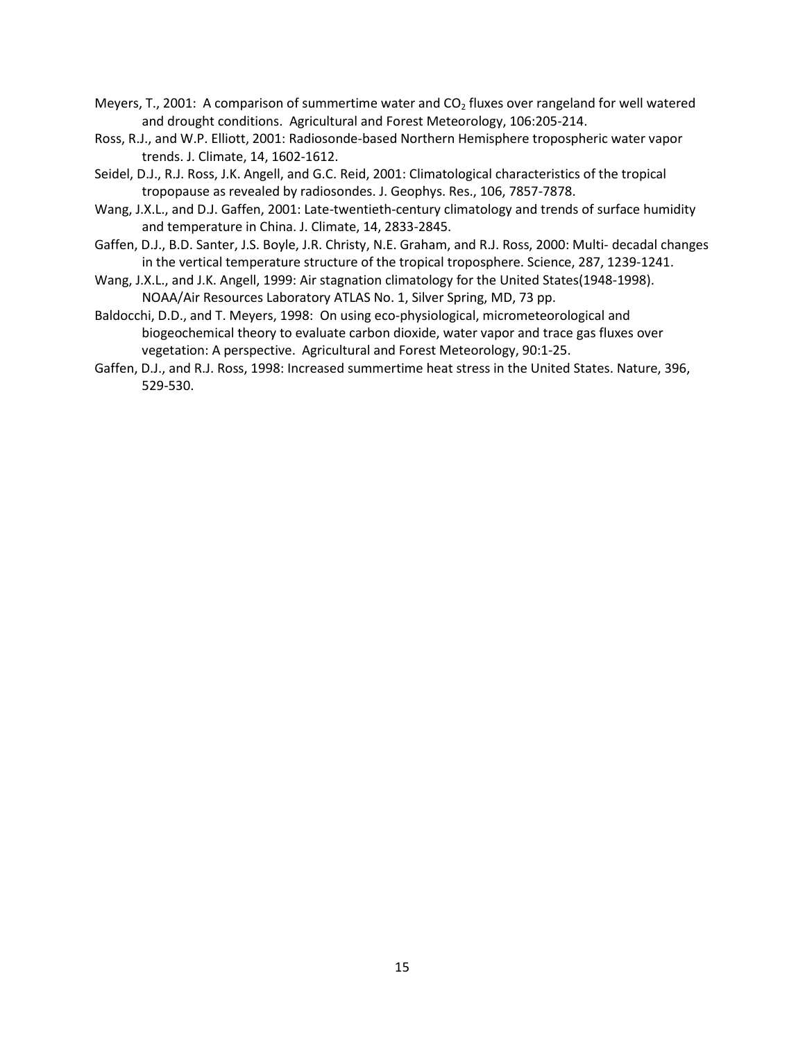Meyers, T., 2001: A comparison of summertime water and $CO_2$ fluxes over rangeland for well watered and drought conditions. Agricultural and Forest Meteorology, 106:205-214.

Ross, R.J., and W.P. Elliott, 2001: Radiosonde-based Northern Hemisphere tropospheric water vapor trends. J. Climate, 14, 1602-1612.

Seidel, D.J., R.J. Ross, J.K. Angell, and G.C. Reid, 2001: Climatological characteristics of the tropical tropopause as revealed by radiosondes. J. Geophys. Res., 106, 7857-7878.

Wang, J.X.L., and D.J. Gaffen, 2001: Late-twentieth-century climatology and trends of surface humidity and temperature in China. J. Climate, 14, 2833-2845.

Gaffen, D.J., B.D. Santer, J.S. Boyle, J.R. Christy, N.E. Graham, and R.J. Ross, 2000: Multi- decadal changes in the vertical temperature structure of the tropical troposphere. Science, 287, 1239-1241.

Wang, J.X.L., and J.K. Angell, 1999: Air stagnation climatology for the United States(1948-1998). NOAA/Air Resources Laboratory ATLAS No. 1, Silver Spring, MD, 73 pp.

Baldocchi, D.D., and T. Meyers, 1998: On using eco-physiological, micrometeorological and biogeochemical theory to evaluate carbon dioxide, water vapor and trace gas fluxes over vegetation: A perspective. Agricultural and Forest Meteorology, 90:1-25.

Gaffen, D.J., and R.J. Ross, 1998: Increased summertime heat stress in the United States. Nature, 396, 529-530.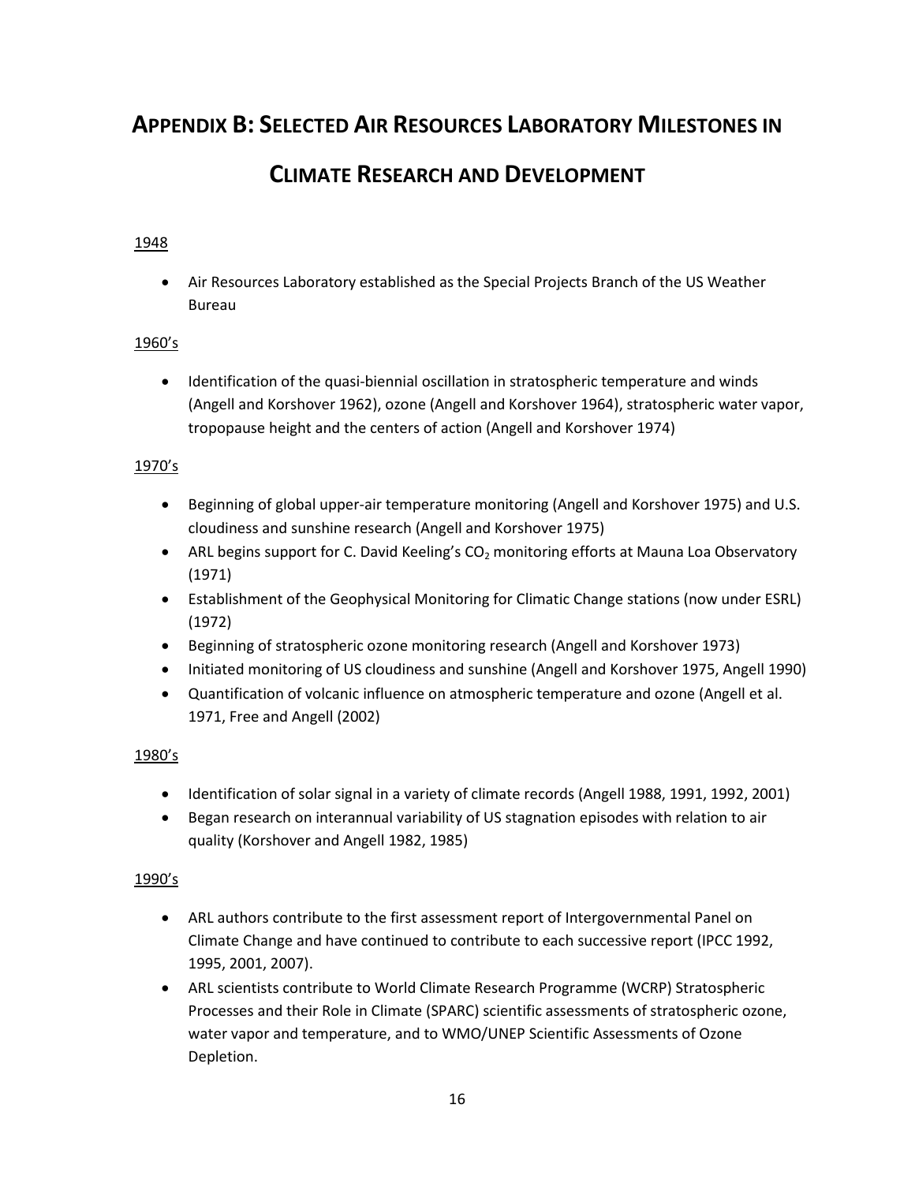# APPENDIX B: SELECTED AIR RESOURCES LABORATORY MILESTONES IN CLIMATE RESEARCH AND DEVELOPMENT

1948

- Air Resources Laboratory established as the Special Projects Branch of the US Weather Bureau

1960's

- Identification of the quasi-biennial oscillation in stratospheric temperature and winds (Angell and Korshover 1962), ozone (Angell and Korshover 1964), stratospheric water vapor, tropopause height and the centers of action (Angell and Korshover 1974)

1970's

- Beginning of global upper-air temperature monitoring (Angell and Korshover 1975) and U.S. cloudiness and sunshine research (Angell and Korshover 1975)
- ARL begins support for C. David Keeling's $CO_2$ monitoring efforts at Mauna Loa Observatory (1971)
- Establishment of the Geophysical Monitoring for Climatic Change stations (now under ESRL) (1972)
- Beginning of stratospheric ozone monitoring research (Angell and Korshover 1973)
- Initiated monitoring of US cloudiness and sunshine (Angell and Korshover 1975, Angell 1990)
- Quantification of volcanic influence on atmospheric temperature and ozone (Angell et al. 1971, Free and Angell (2002)

1980's

- Identification of solar signal in a variety of climate records (Angell 1988, 1991, 1992, 2001)
- Began research on interannual variability of US stagnation episodes with relation to air quality (Korshover and Angell 1982, 1985)

1990's

- ARL authors contribute to the first assessment report of Intergovernmental Panel on Climate Change and have continued to contribute to each successive report (IPCC 1992, 1995, 2001, 2007).
- ARL scientists contribute to World Climate Research Programme (WCRP) Stratospheric Processes and their Role in Climate (SPARC) scientific assessments of stratospheric ozone, water vapor and temperature, and to WMO/UNEP Scientific Assessments of Ozone Depletion.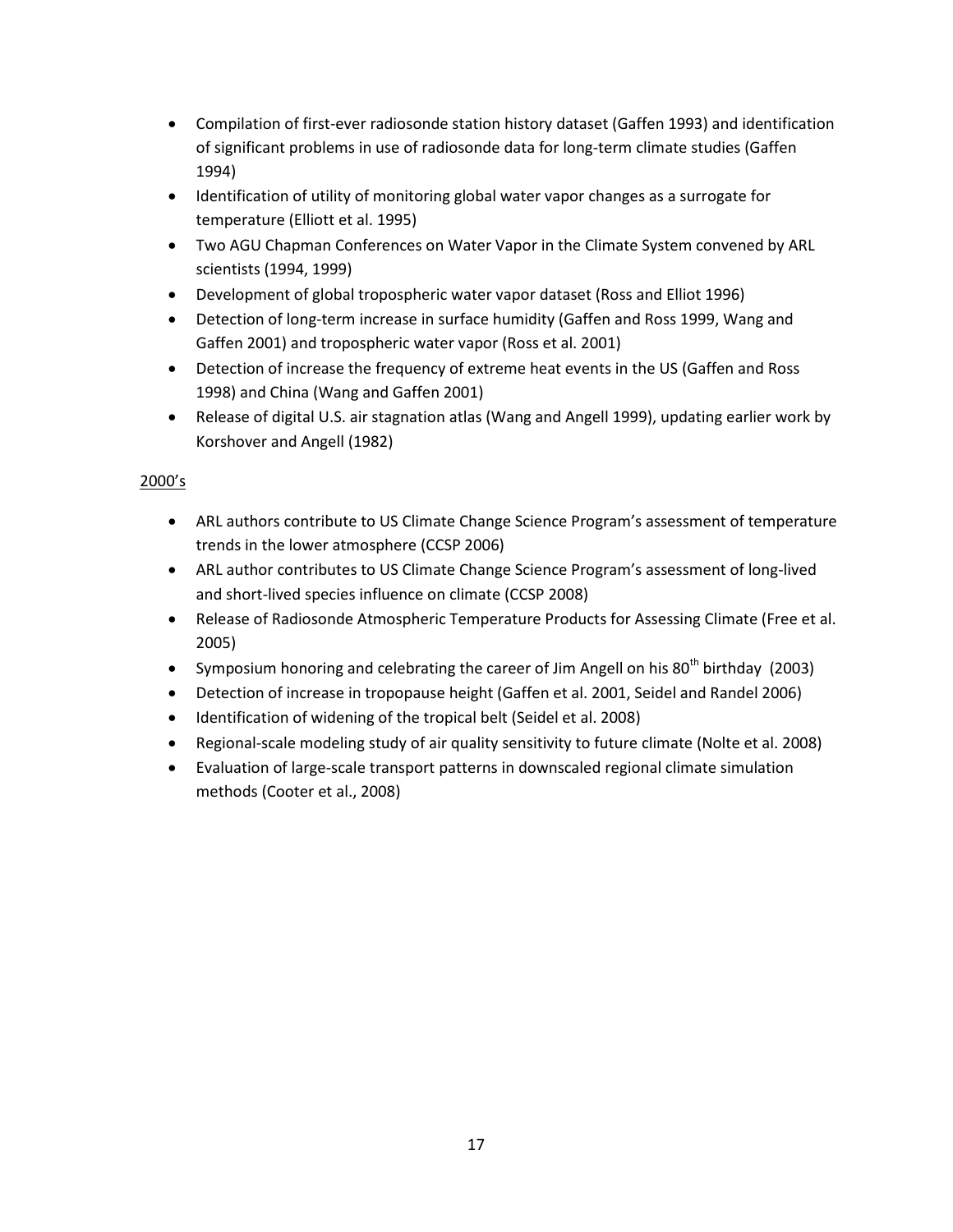- Compilation of first-ever radiosonde station history dataset (Gaffen 1993) and identification of significant problems in use of radiosonde data for long-term climate studies (Gaffen 1994)
- Identification of utility of monitoring global water vapor changes as a surrogate for temperature (Elliott et al. 1995)
- Two AGU Chapman Conferences on Water Vapor in the Climate System convened by ARL scientists (1994, 1999)
- Development of global tropospheric water vapor dataset (Ross and Elliot 1996)
- Detection of long-term increase in surface humidity (Gaffen and Ross 1999, Wang and Gaffen 2001) and tropospheric water vapor (Ross et al. 2001)
- Detection of increase the frequency of extreme heat events in the US (Gaffen and Ross 1998) and China (Wang and Gaffen 2001)
- Release of digital U.S. air stagnation atlas (Wang and Angell 1999), updating earlier work by Korshover and Angell (1982)

<u>2000's</u>

- ARL authors contribute to US Climate Change Science Program's assessment of temperature trends in the lower atmosphere (CCSP 2006)
- ARL author contributes to US Climate Change Science Program's assessment of long-lived and short-lived species influence on climate (CCSP 2008)
- Release of Radiosonde Atmospheric Temperature Products for Assessing Climate (Free et al. 2005)
- Symposium honoring and celebrating the career of Jim Angell on his 80$^{th}$ birthday (2003)
- Detection of increase in tropopause height (Gaffen et al. 2001, Seidel and Randel 2006)
- Identification of widening of the tropical belt (Seidel et al. 2008)
- Regional-scale modeling study of air quality sensitivity to future climate (Nolte et al. 2008)
- Evaluation of large-scale transport patterns in downscaled regional climate simulation methods (Cooter et al., 2008)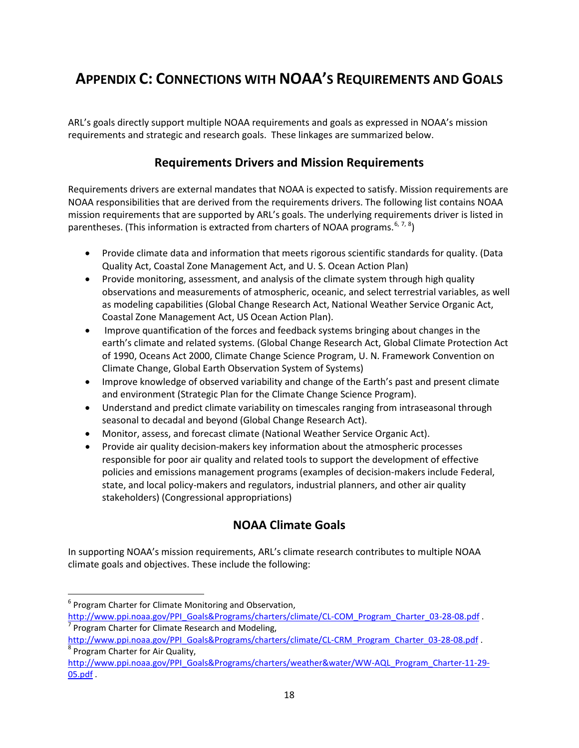# APPENDIX C: CONNECTIONS WITH NOAA'S REQUIREMENTS AND GOALS

ARL's goals directly support multiple NOAA requirements and goals as expressed in NOAA's mission requirements and strategic and research goals. These linkages are summarized below.

## Requirements Drivers and Mission Requirements

Requirements drivers are external mandates that NOAA is expected to satisfy. Mission requirements are NOAA responsibilities that are derived from the requirements drivers. The following list contains NOAA mission requirements that are supported by ARL's goals. The underlying requirements driver is listed in parentheses. (This information is extracted from charters of NOAA programs.[6, 7, 8])

- Provide climate data and information that meets rigorous scientific standards for quality. (Data Quality Act, Coastal Zone Management Act, and U. S. Ocean Action Plan)
- Provide monitoring, assessment, and analysis of the climate system through high quality observations and measurements of atmospheric, oceanic, and select terrestrial variables, as well as modeling capabilities (Global Change Research Act, National Weather Service Organic Act, Coastal Zone Management Act, US Ocean Action Plan).
- Improve quantification of the forces and feedback systems bringing about changes in the earth's climate and related systems. (Global Change Research Act, Global Climate Protection Act of 1990, Oceans Act 2000, Climate Change Science Program, U. N. Framework Convention on Climate Change, Global Earth Observation System of Systems)
- Improve knowledge of observed variability and change of the Earth's past and present climate and environment (Strategic Plan for the Climate Change Science Program).
- Understand and predict climate variability on timescales ranging from intraseasonal through seasonal to decadal and beyond (Global Change Research Act).
- Monitor, assess, and forecast climate (National Weather Service Organic Act).
- Provide air quality decision-makers key information about the atmospheric processes responsible for poor air quality and related tools to support the development of effective policies and emissions management programs (examples of decision-makers include Federal, state, and local policy-makers and regulators, industrial planners, and other air quality stakeholders) (Congressional appropriations)

## NOAA Climate Goals

In supporting NOAA's mission requirements, ARL's climate research contributes to multiple NOAA climate goals and objectives. These include the following:

---

[6] Program Charter for Climate Monitoring and Observation, http://www.ppi.noaa.gov/PPI_Goals&Programs/charters/climate/CL-COM_Program_Charter_03-28-08.pdf .

[7] Program Charter for Climate Research and Modeling, http://www.ppi.noaa.gov/PPI_Goals&Programs/charters/climate/CL-CRM_Program_Charter_03-28-08.pdf .

[8] Program Charter for Air Quality, http://www.ppi.noaa.gov/PPI_Goals&Programs/charters/weather&water/WW-AQL_Program_Charter-11-29-05.pdf .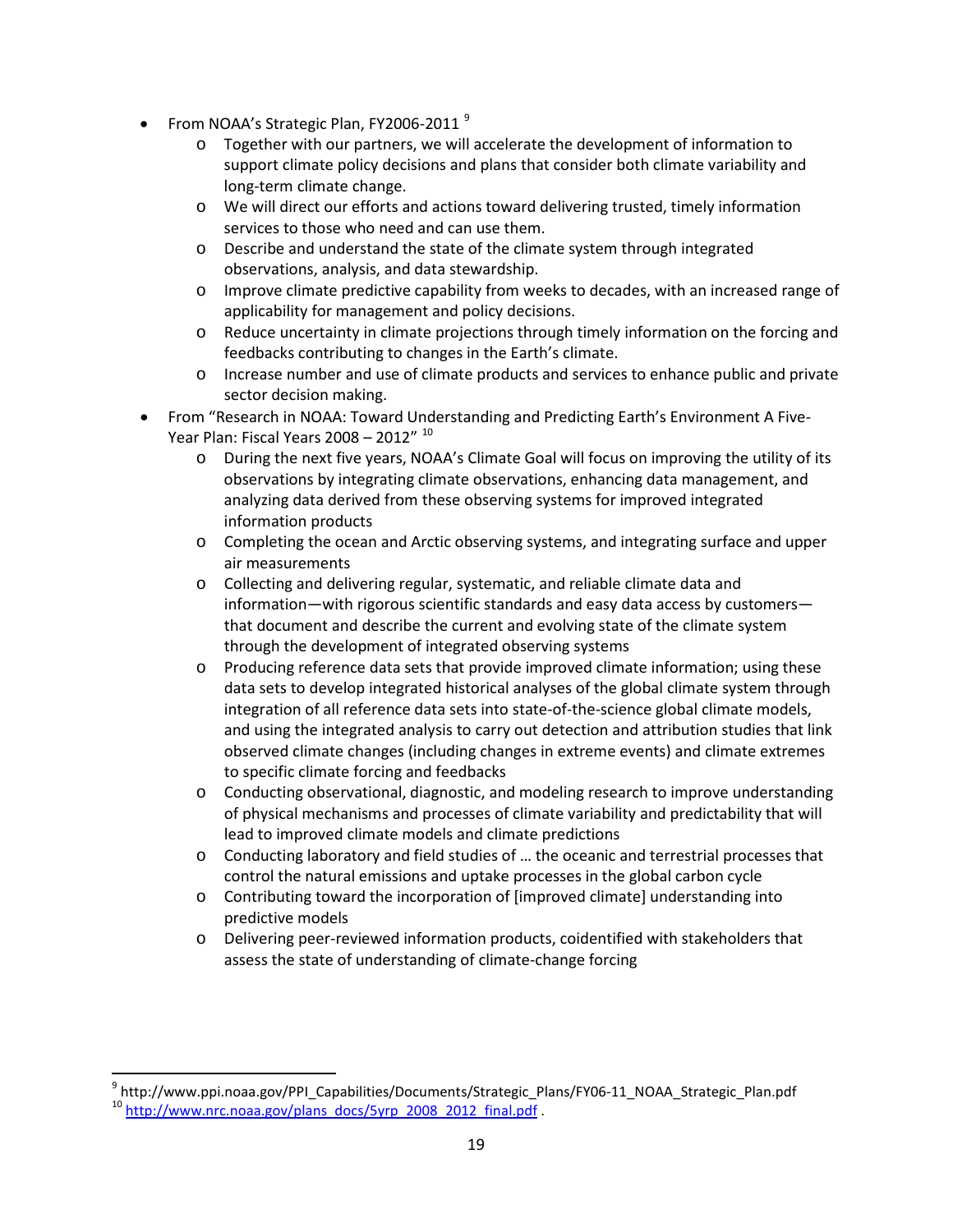- From NOAA's Strategic Plan, FY2006-2011 [9]
  - Together with our partners, we will accelerate the development of information to support climate policy decisions and plans that consider both climate variability and long-term climate change.
  - We will direct our efforts and actions toward delivering trusted, timely information services to those who need and can use them.
  - Describe and understand the state of the climate system through integrated observations, analysis, and data stewardship.
  - Improve climate predictive capability from weeks to decades, with an increased range of applicability for management and policy decisions.
  - Reduce uncertainty in climate projections through timely information on the forcing and feedbacks contributing to changes in the Earth's climate.
  - Increase number and use of climate products and services to enhance public and private sector decision making.
- From "Research in NOAA: Toward Understanding and Predicting Earth's Environment A Five-Year Plan: Fiscal Years 2008 – 2012" [10]
  - During the next five years, NOAA's Climate Goal will focus on improving the utility of its observations by integrating climate observations, enhancing data management, and analyzing data derived from these observing systems for improved integrated information products
  - Completing the ocean and Arctic observing systems, and integrating surface and upper air measurements
  - Collecting and delivering regular, systematic, and reliable climate data and information—with rigorous scientific standards and easy data access by customers—that document and describe the current and evolving state of the climate system through the development of integrated observing systems
  - Producing reference data sets that provide improved climate information; using these data sets to develop integrated historical analyses of the global climate system through integration of all reference data sets into state-of-the-science global climate models, and using the integrated analysis to carry out detection and attribution studies that link observed climate changes (including changes in extreme events) and climate extremes to specific climate forcing and feedbacks
  - Conducting observational, diagnostic, and modeling research to improve understanding of physical mechanisms and processes of climate variability and predictability that will lead to improved climate models and climate predictions
  - Conducting laboratory and field studies of … the oceanic and terrestrial processes that control the natural emissions and uptake processes in the global carbon cycle
  - Contributing toward the incorporation of [improved climate] understanding into predictive models
  - Delivering peer-reviewed information products, coidentified with stakeholders that assess the state of understanding of climate-change forcing

---

[9] http://www.ppi.noaa.gov/PPI_Capabilities/Documents/Strategic_Plans/FY06-11_NOAA_Strategic_Plan.pdf

[10] http://www.nrc.noaa.gov/plans_docs/5yrp_2008_2012_final.pdf .